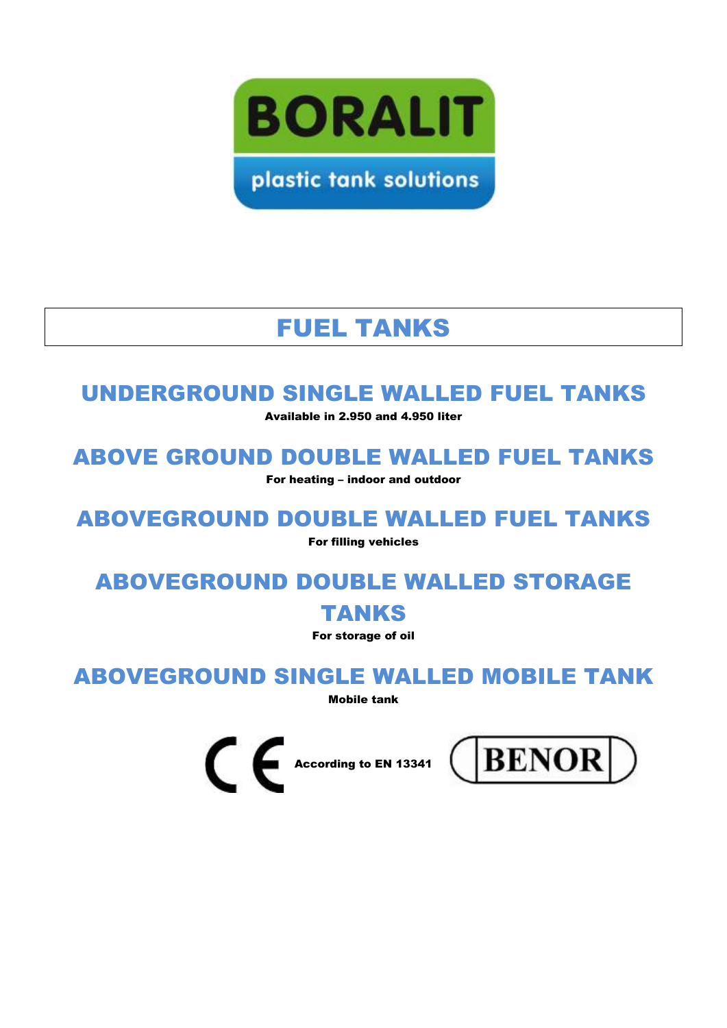BORALIT

plastic tank solutions

# FUEL TANKS

## UNDERGROUND SINGLE WALLED FUEL TANKS

**Available in 2.950 and 4.950 liter**

## ABOVE GROUND DOUBLE WALLED FUEL TANKS

**For heating – indoor and outdoor**

## ABOVEGROUND DOUBLE WALLED FUEL TANKS

**For filling vehicles**

## ABOVEGROUND DOUBLE WALLED STORAGE TANKS

**For storage of oil**

## ABOVEGROUND SINGLE WALLED MOBILE TANK

**Mobile tank**

CE **According to EN 13341** BENOR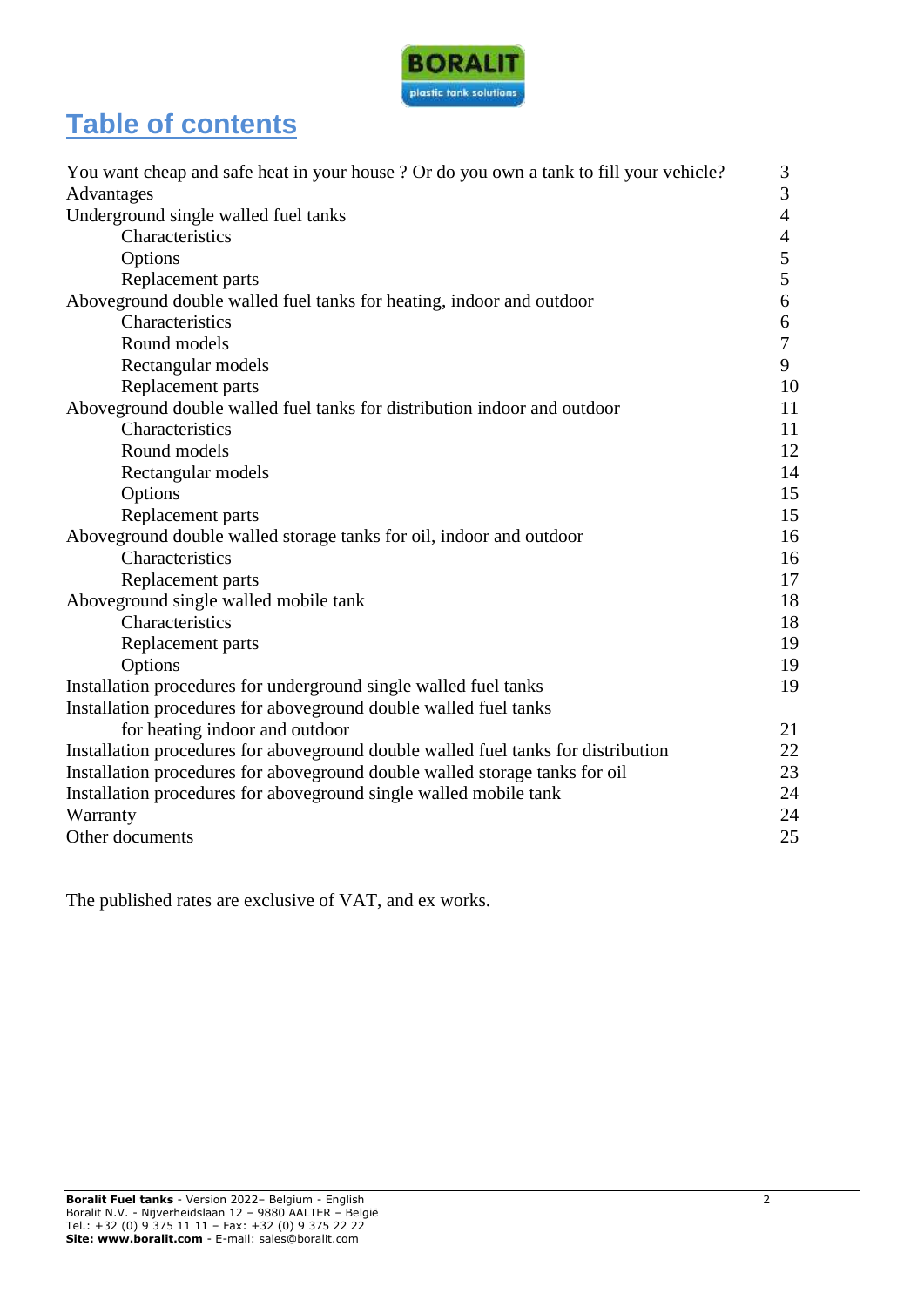# Table of contents

| | |
|---|---|
| You want cheap and safe heat in your house ? Or do you own a tank to fill your vehicle? | 3 |
| Advantages | 3 |
| Underground single walled fuel tanks | 4 |
| Characteristics | 4 |
| Options | 5 |
| Replacement parts | 5 |
| Aboveground double walled fuel tanks for heating, indoor and outdoor | 6 |
| Characteristics | 6 |
| Round models | 7 |
| Rectangular models | 9 |
| Replacement parts | 10 |
| Aboveground double walled fuel tanks for distribution indoor and outdoor | 11 |
| Characteristics | 11 |
| Round models | 12 |
| Rectangular models | 14 |
| Options | 15 |
| Replacement parts | 15 |
| Aboveground double walled storage tanks for oil, indoor and outdoor | 16 |
| Characteristics | 16 |
| Replacement parts | 17 |
| Aboveground single walled mobile tank | 18 |
| Characteristics | 18 |
| Replacement parts | 19 |
| Options | 19 |
| Installation procedures for underground single walled fuel tanks | 19 |
| Installation procedures for aboveground double walled fuel tanks for heating indoor and outdoor | 21 |
| Installation procedures for aboveground double walled fuel tanks for distribution | 22 |
| Installation procedures for aboveground double walled storage tanks for oil | 23 |
| Installation procedures for aboveground single walled mobile tank | 24 |
| Warranty | 24 |
| Other documents | 25 |

The published rates are exclusive of VAT, and ex works.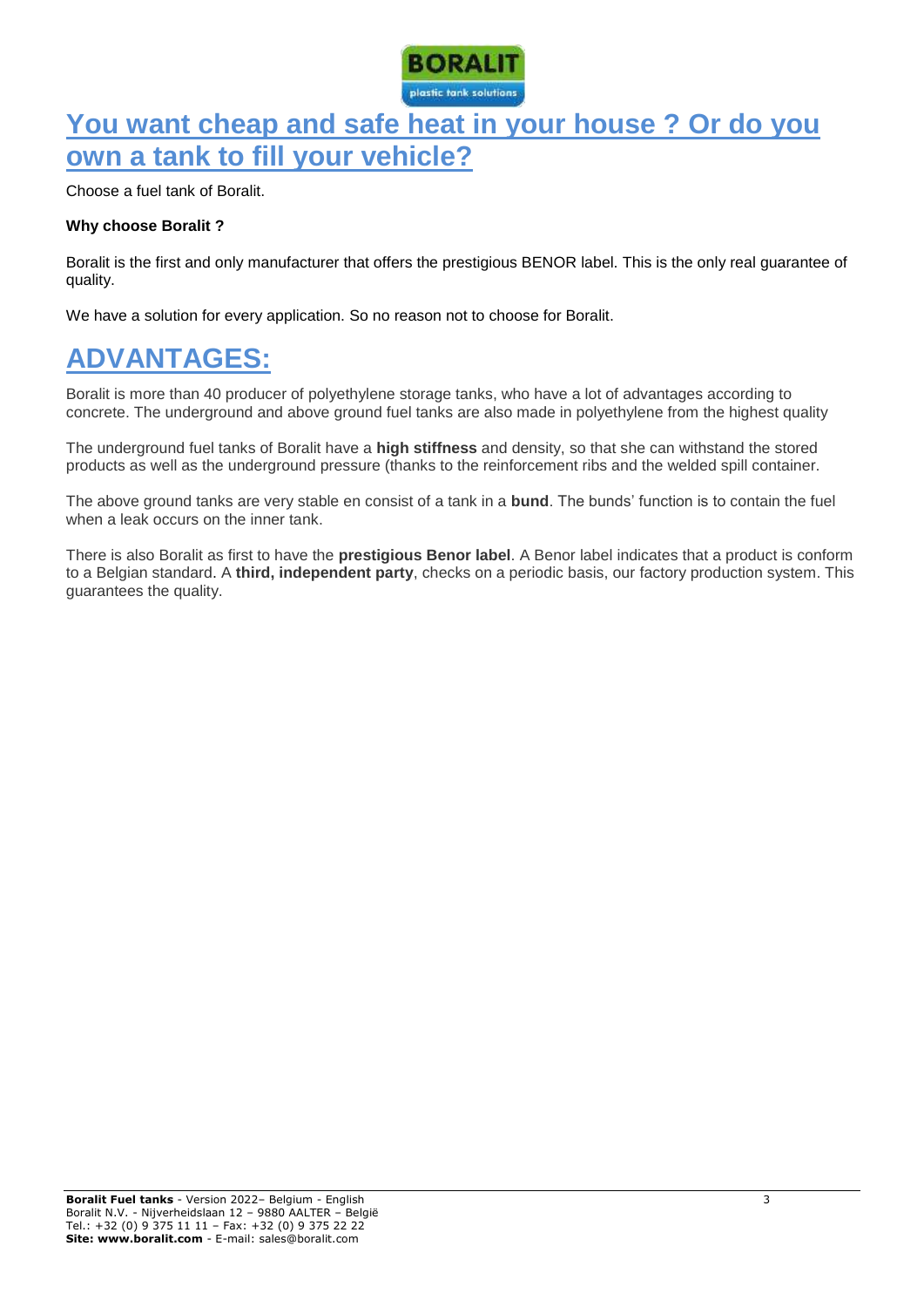## You want cheap and safe heat in your house ? Or do you own a tank to fill your vehicle?

Choose a fuel tank of Boralit.

**Why choose Boralit ?**

Boralit is the first and only manufacturer that offers the prestigious BENOR label. This is the only real guarantee of quality.

We have a solution for every application. So no reason not to choose for Boralit.

## ADVANTAGES:

Boralit is more than 40 producer of polyethylene storage tanks, who have a lot of advantages according to concrete. The underground and above ground fuel tanks are also made in polyethylene from the highest quality

The underground fuel tanks of Boralit have a **high stiffness** and density, so that she can withstand the stored products as well as the underground pressure (thanks to the reinforcement ribs and the welded spill container.

The above ground tanks are very stable en consist of a tank in a **bund**. The bunds' function is to contain the fuel when a leak occurs on the inner tank.

There is also Boralit as first to have the **prestigious Benor label**. A Benor label indicates that a product is conform to a Belgian standard. A **third, independent party**, checks on a periodic basis, our factory production system. This guarantees the quality.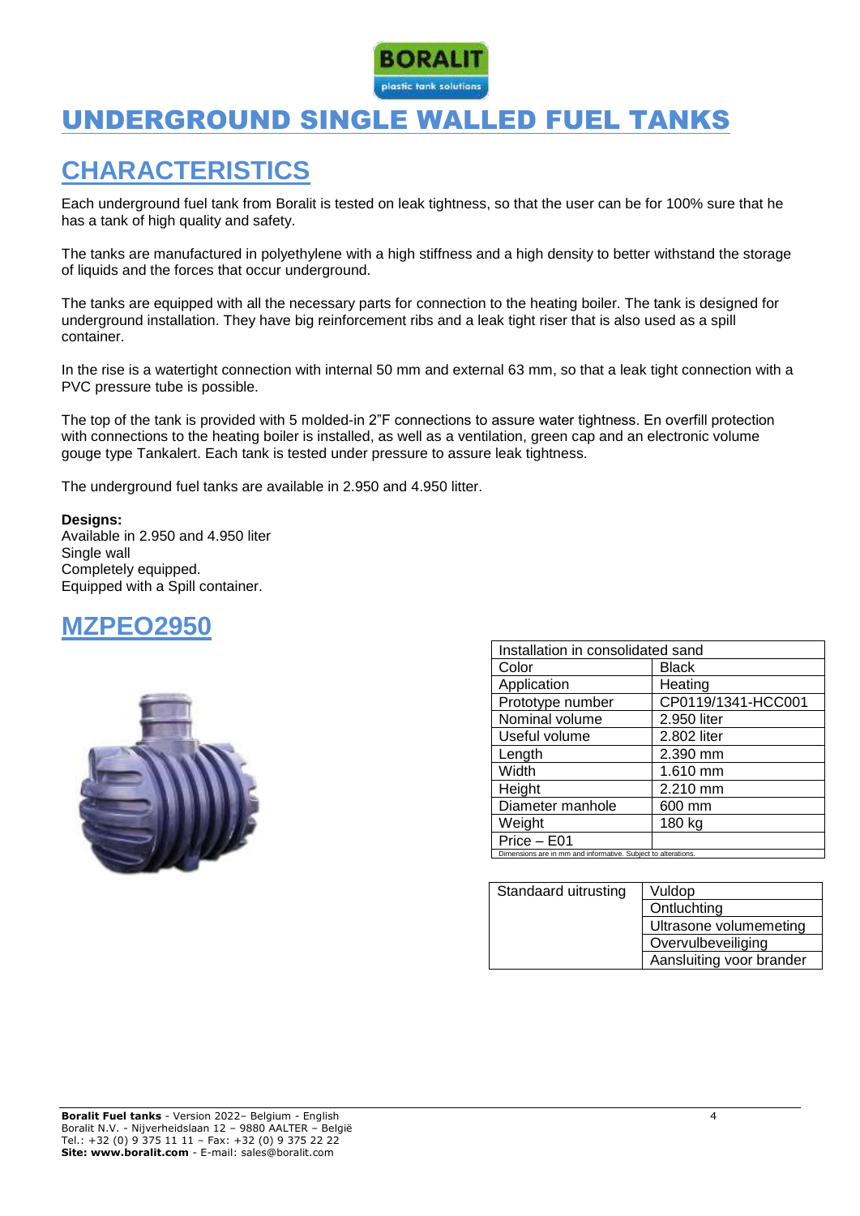# UNDERGROUND SINGLE WALLED FUEL TANKS

## CHARACTERISTICS

Each underground fuel tank from Boralit is tested on leak tightness, so that the user can be for 100% sure that he has a tank of high quality and safety.

The tanks are manufactured in polyethylene with a high stiffness and a high density to better withstand the storage of liquids and the forces that occur underground.

The tanks are equipped with all the necessary parts for connection to the heating boiler. The tank is designed for underground installation. They have big reinforcement ribs and a leak tight riser that is also used as a spill container.

In the rise is a watertight connection with internal 50 mm and external 63 mm, so that a leak tight connection with a PVC pressure tube is possible.

The top of the tank is provided with 5 molded-in 2"F connections to assure water tightness. En overfill protection with connections to the heating boiler is installed, as well as a ventilation, green cap and an electronic volume gouge type Tankalert. Each tank is tested under pressure to assure leak tightness.

The underground fuel tanks are available in 2.950 and 4.950 litter.

**Designs:**
Available in 2.950 and 4.950 liter
Single wall
Completely equipped.
Equipped with a Spill container.

## MZPEO2950

| Installation in consolidated sand | |
|---|---|
| Color | Black |
| Application | Heating |
| Prototype number | CP0119/1341-HCC001 |
| Nominal volume | 2.950 liter |
| Useful volume | 2.802 liter |
| Length | 2.390 mm |
| Width | 1.610 mm |
| Height | 2.210 mm |
| Diameter manhole | 600 mm |
| Weight | 180 kg |
| Price – E01 | |

Dimensions are in mm and informative. Subject to alterations.

| | |
|---|---|
| Standaard uitrusting | Vuldop |
| | Ontluchting |
| | Ultrasone volumemeting |
| | Overvulbeveiliging |
| | Aansluiting voor brander |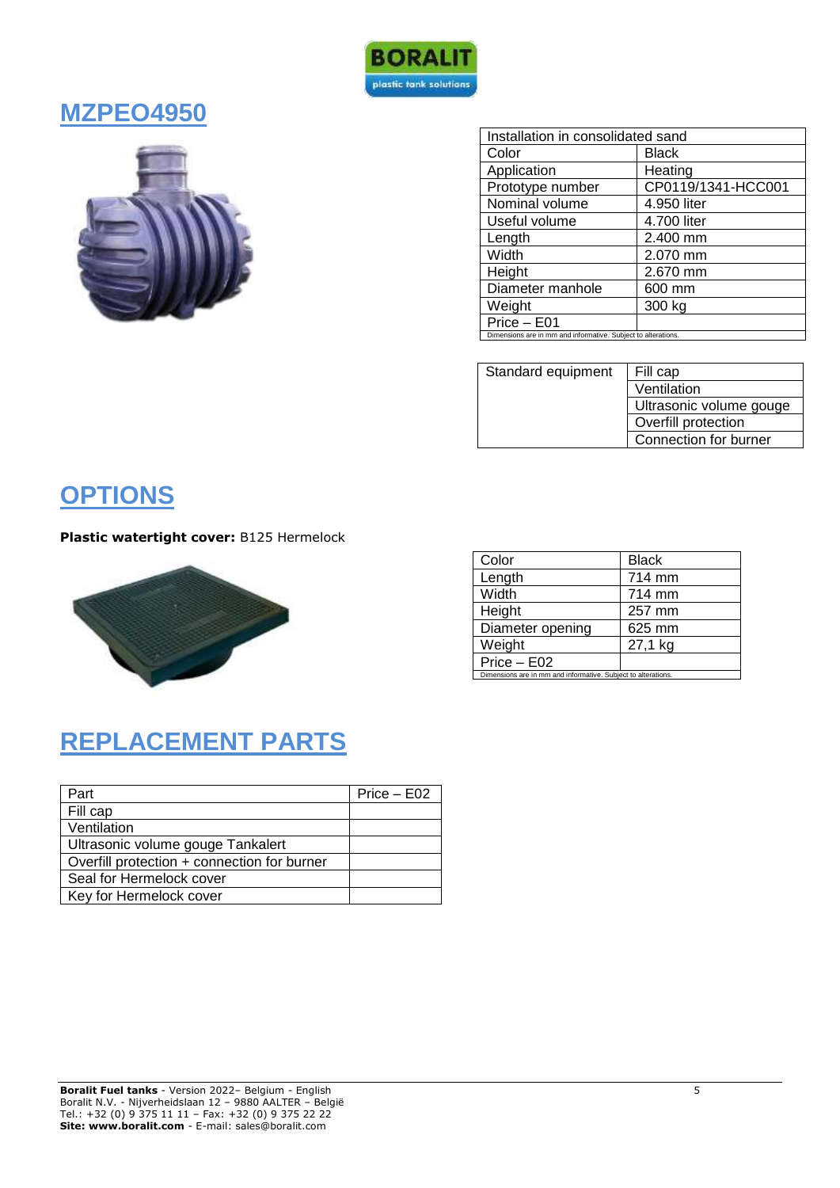## MZPEO4950

| Installation in consolidated sand | |
|---|---|
| Color | Black |
| Application | Heating |
| Prototype number | CP0119/1341-HCC001 |
| Nominal volume | 4.950 liter |
| Useful volume | 4.700 liter |
| Length | 2.400 mm |
| Width | 2.070 mm |
| Height | 2.670 mm |
| Diameter manhole | 600 mm |
| Weight | 300 kg |
| Price – E01 | |

Dimensions are in mm and informative. Subject to alterations.

| | |
|---|---|
| Standard equipment | Fill cap |
| | Ventilation |
| | Ultrasonic volume gouge |
| | Overfill protection |
| | Connection for burner |

## OPTIONS

**Plastic watertight cover:** B125 Hermelock

| | |
|---|---|
| Color | Black |
| Length | 714 mm |
| Width | 714 mm |
| Height | 257 mm |
| Diameter opening | 625 mm |
| Weight | 27,1 kg |
| Price – E02 | |

Dimensions are in mm and informative. Subject to alterations.

## REPLACEMENT PARTS

| Part | Price – E02 |
|---|---|
| Fill cap | |
| Ventilation | |
| Ultrasonic volume gouge Tankalert | |
| Overfill protection + connection for burner | |
| Seal for Hermelock cover | |
| Key for Hermelock cover | |

**Boralit Fuel tanks** - Version 2022– Belgium - English
Boralit N.V. - Nijverheidslaan 12 – 9880 AALTER – België
Tel.: +32 (0) 9 375 11 11 – Fax: +32 (0) 9 375 22 22
**Site: www.boralit.com** - E-mail: sales@boralit.com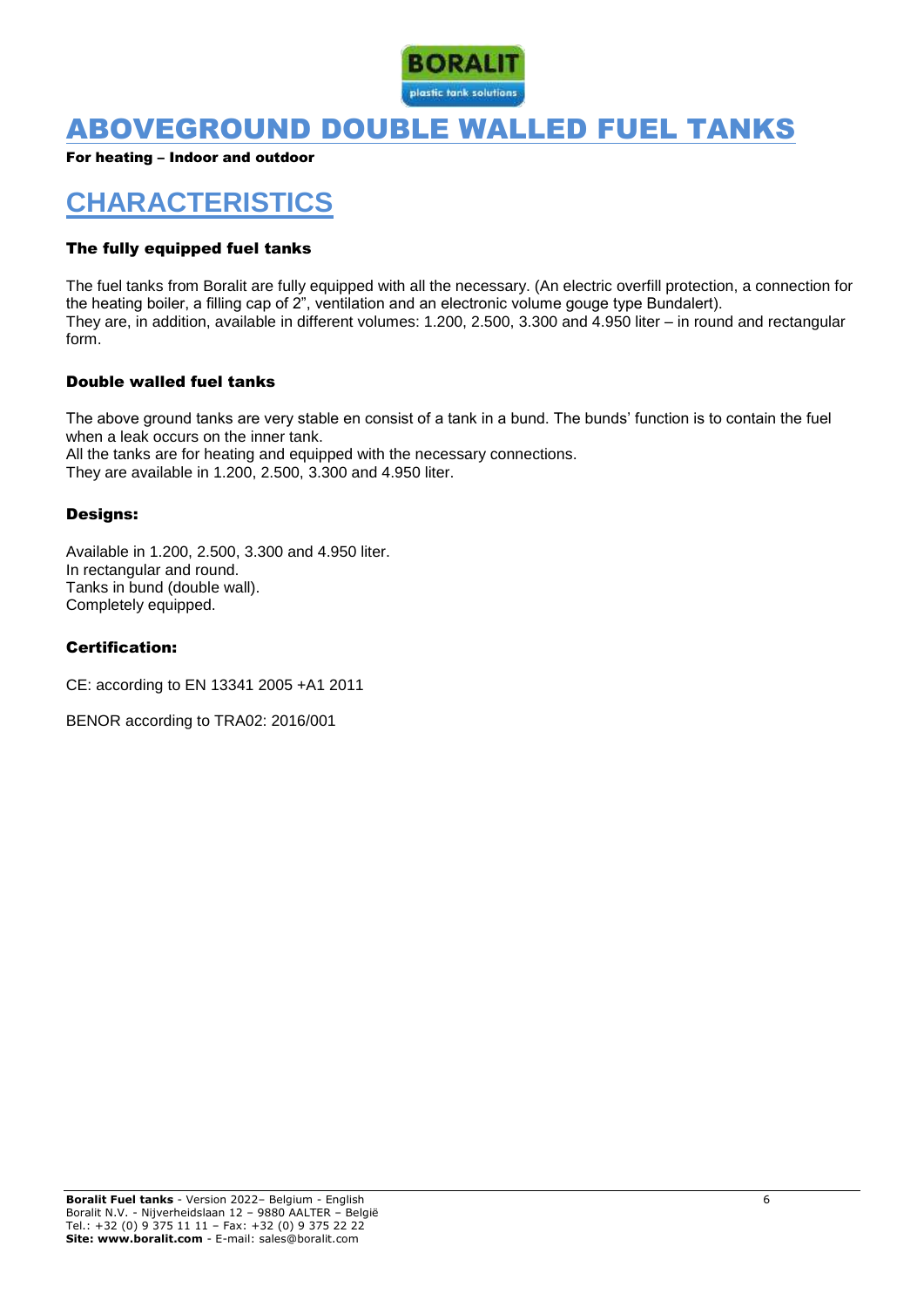# ABOVEGROUND DOUBLE WALLED FUEL TANKS

**For heating – Indoor and outdoor**

## CHARACTERISTICS

### The fully equipped fuel tanks

The fuel tanks from Boralit are fully equipped with all the necessary. (An electric overfill protection, a connection for the heating boiler, a filling cap of 2", ventilation and an electronic volume gouge type Bundalert).
They are, in addition, available in different volumes: 1.200, 2.500, 3.300 and 4.950 liter – in round and rectangular form.

### Double walled fuel tanks

The above ground tanks are very stable en consist of a tank in a bund. The bunds' function is to contain the fuel when a leak occurs on the inner tank.
All the tanks are for heating and equipped with the necessary connections.
They are available in 1.200, 2.500, 3.300 and 4.950 liter.

### Designs:

Available in 1.200, 2.500, 3.300 and 4.950 liter.
In rectangular and round.
Tanks in bund (double wall).
Completely equipped.

### Certification:

CE: according to EN 13341 2005 +A1 2011

BENOR according to TRA02: 2016/001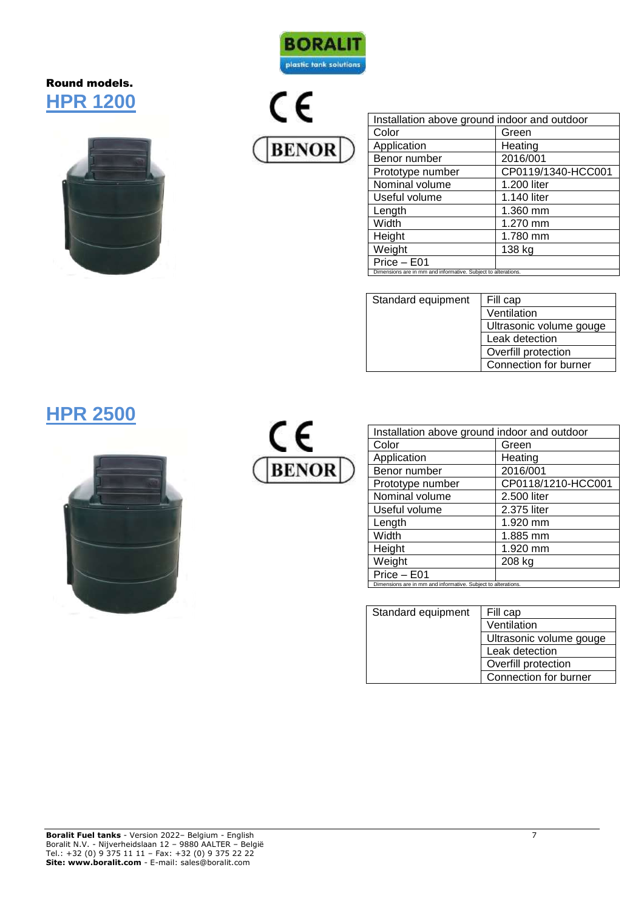**Round models.**

## HPR 1200

| Installation above ground indoor and outdoor | |
|---|---|
| Color | Green |
| Application | Heating |
| Benor number | 2016/001 |
| Prototype number | CP0119/1340-HCC001 |
| Nominal volume | 1.200 liter |
| Useful volume | 1.140 liter |
| Length | 1.360 mm |
| Width | 1.270 mm |
| Height | 1.780 mm |
| Weight | 138 kg |
| Price – E01 | |

Dimensions are in mm and informative. Subject to alterations.

| Standard equipment | Fill cap |
|---|---|
| | Ventilation |
| | Ultrasonic volume gouge |
| | Leak detection |
| | Overfill protection |
| | Connection for burner |

## HPR 2500

| Installation above ground indoor and outdoor | |
|---|---|
| Color | Green |
| Application | Heating |
| Benor number | 2016/001 |
| Prototype number | CP0118/1210-HCC001 |
| Nominal volume | 2.500 liter |
| Useful volume | 2.375 liter |
| Length | 1.920 mm |
| Width | 1.885 mm |
| Height | 1.920 mm |
| Weight | 208 kg |
| Price – E01 | |

Dimensions are in mm and informative. Subject to alterations.

| Standard equipment | Fill cap |
|---|---|
| | Ventilation |
| | Ultrasonic volume gouge |
| | Leak detection |
| | Overfill protection |
| | Connection for burner |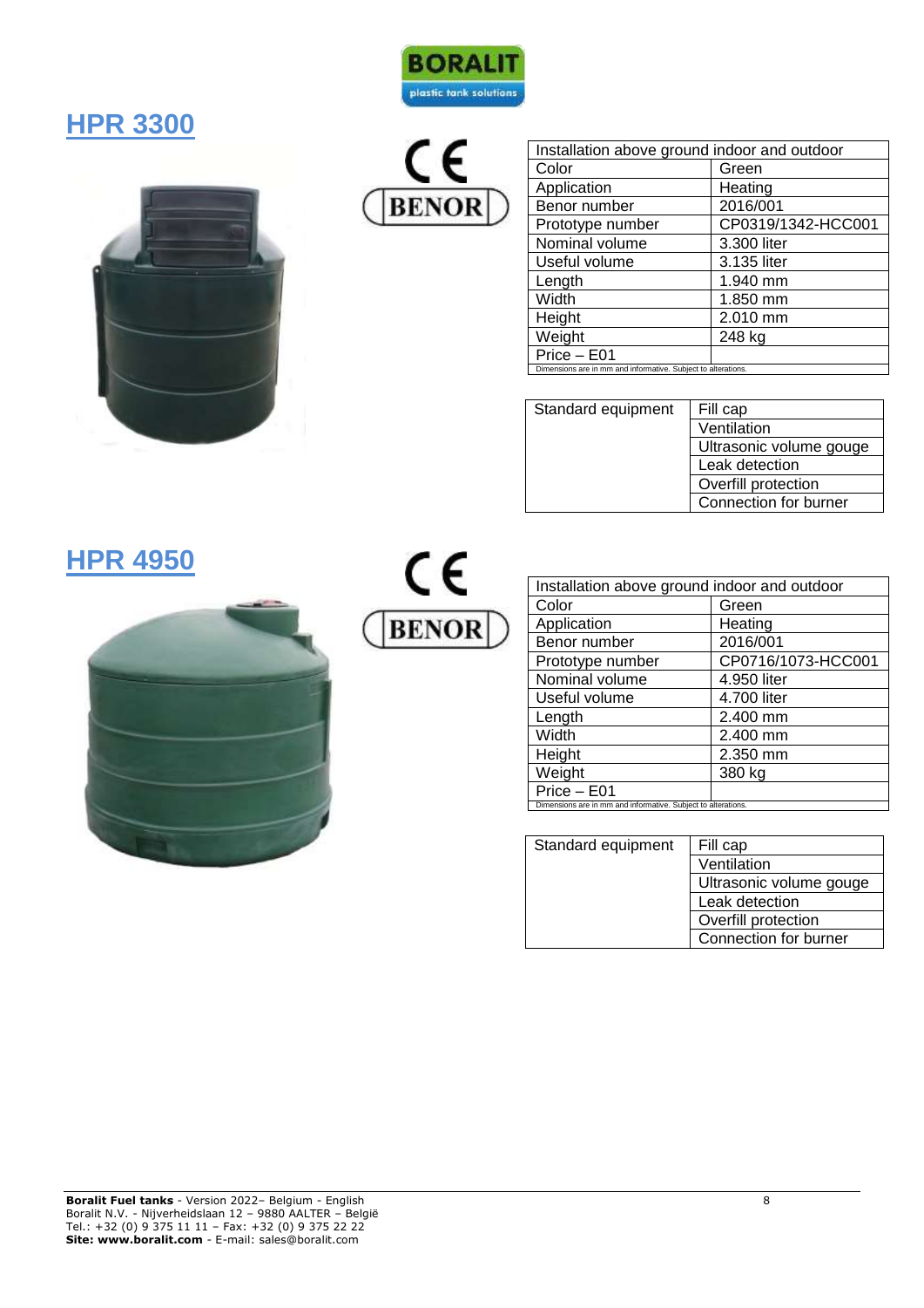## HPR 3300

| Installation above ground indoor and outdoor | |
|---|---|
| Color | Green |
| Application | Heating |
| Benor number | 2016/001 |
| Prototype number | CP0319/1342-HCC001 |
| Nominal volume | 3.300 liter |
| Useful volume | 3.135 liter |
| Length | 1.940 mm |
| Width | 1.850 mm |
| Height | 2.010 mm |
| Weight | 248 kg |
| Price – E01 | |

Dimensions are in mm and informative. Subject to alterations.

| | |
|---|---|
| Standard equipment | Fill cap |
| | Ventilation |
| | Ultrasonic volume gouge |
| | Leak detection |
| | Overfill protection |
| | Connection for burner |

## HPR 4950

| Installation above ground indoor and outdoor | |
|---|---|
| Color | Green |
| Application | Heating |
| Benor number | 2016/001 |
| Prototype number | CP0716/1073-HCC001 |
| Nominal volume | 4.950 liter |
| Useful volume | 4.700 liter |
| Length | 2.400 mm |
| Width | 2.400 mm |
| Height | 2.350 mm |
| Weight | 380 kg |
| Price – E01 | |

Dimensions are in mm and informative. Subject to alterations.

| | |
|---|---|
| Standard equipment | Fill cap |
| | Ventilation |
| | Ultrasonic volume gouge |
| | Leak detection |
| | Overfill protection |
| | Connection for burner |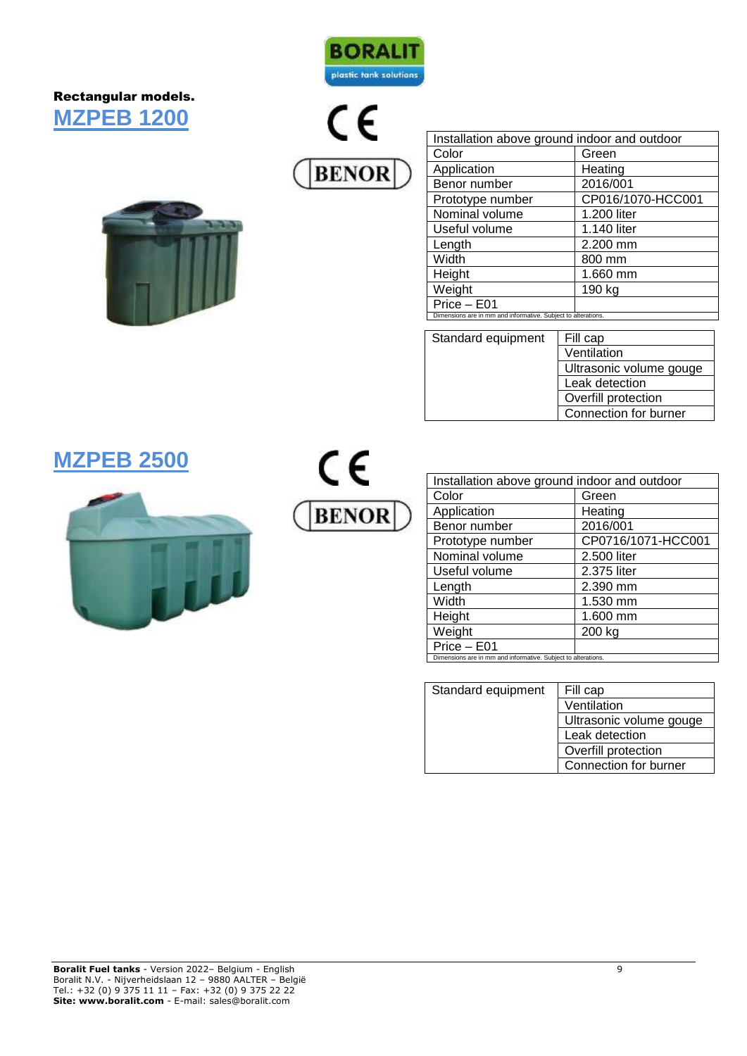Rectangular models.

## MZPEB 1200

| | |
|---|---|
| Installation above ground indoor and outdoor | |
| Color | Green |
| Application | Heating |
| Benor number | 2016/001 |
| Prototype number | CP016/1070-HCC001 |
| Nominal volume | 1.200 liter |
| Useful volume | 1.140 liter |
| Length | 2.200 mm |
| Width | 800 mm |
| Height | 1.660 mm |
| Weight | 190 kg |
| Price – E01 | |

Dimensions are in mm and informative. Subject to alterations.

| | |
|---|---|
| Standard equipment | Fill cap |
| | Ventilation |
| | Ultrasonic volume gouge |
| | Leak detection |
| | Overfill protection |
| | Connection for burner |

## MZPEB 2500

| | |
|---|---|
| Installation above ground indoor and outdoor | |
| Color | Green |
| Application | Heating |
| Benor number | 2016/001 |
| Prototype number | CP0716/1071-HCC001 |
| Nominal volume | 2.500 liter |
| Useful volume | 2.375 liter |
| Length | 2.390 mm |
| Width | 1.530 mm |
| Height | 1.600 mm |
| Weight | 200 kg |
| Price – E01 | |

Dimensions are in mm and informative. Subject to alterations.

| | |
|---|---|
| Standard equipment | Fill cap |
| | Ventilation |
| | Ultrasonic volume gouge |
| | Leak detection |
| | Overfill protection |
| | Connection for burner |

**Boralit Fuel tanks** - Version 2022– Belgium - English
Boralit N.V. - Nijverheidslaan 12 – 9880 AALTER – België
Tel.: +32 (0) 9 375 11 11 – Fax: +32 (0) 9 375 22 22
**Site: www.boralit.com** - E-mail: sales@boralit.com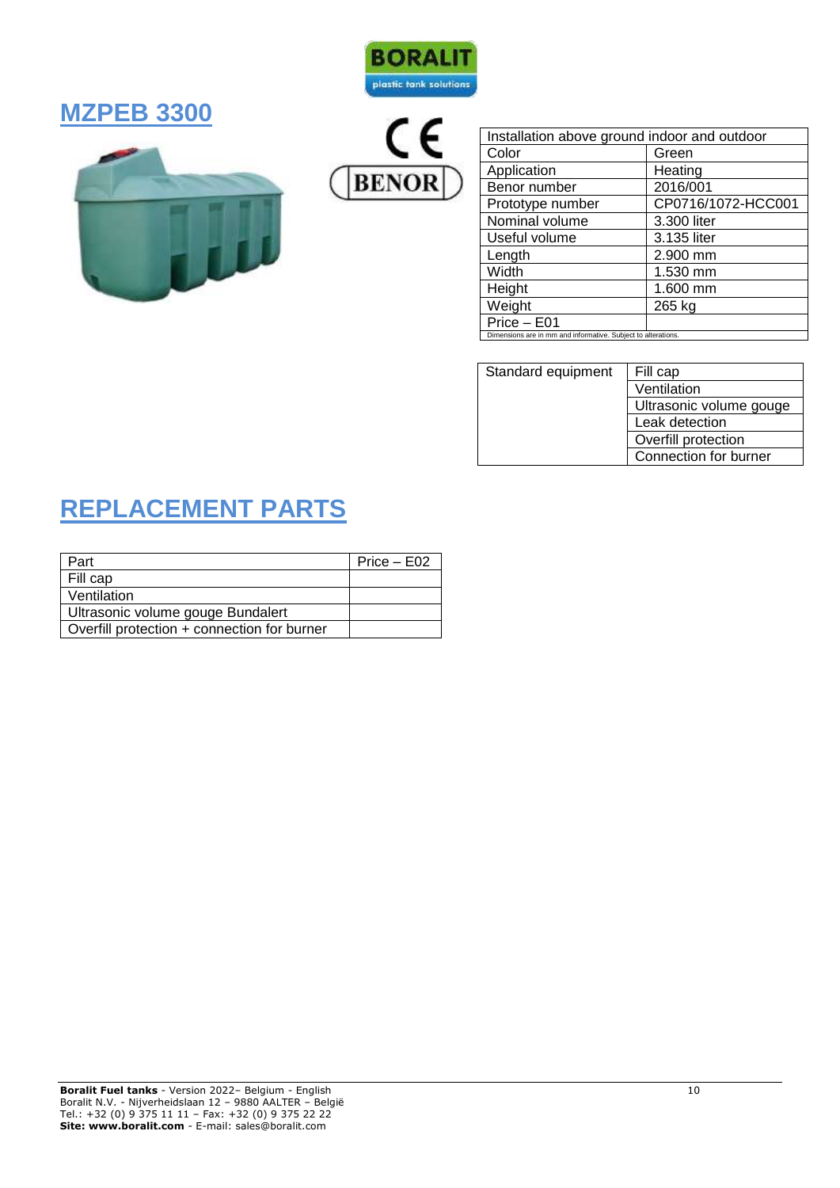## MZPEB 3300

CE

BENOR

| | |
|---|---|
| Installation above ground indoor and outdoor | |
| Color | Green |
| Application | Heating |
| Benor number | 2016/001 |
| Prototype number | CP0716/1072-HCC001 |
| Nominal volume | 3.300 liter |
| Useful volume | 3.135 liter |
| Length | 2.900 mm |
| Width | 1.530 mm |
| Height | 1.600 mm |
| Weight | 265 kg |
| Price – E01 | |

Dimensions are in mm and informative. Subject to alterations.

| | |
|---|---|
| Standard equipment | Fill cap |
| | Ventilation |
| | Ultrasonic volume gouge |
| | Leak detection |
| | Overfill protection |
| | Connection for burner |

## REPLACEMENT PARTS

| Part | Price – E02 |
|---|---|
| Fill cap | |
| Ventilation | |
| Ultrasonic volume gouge Bundalert | |
| Overfill protection + connection for burner | |

**Boralit Fuel tanks** - Version 2022– Belgium - English
Boralit N.V. - Nijverheidslaan 12 – 9880 AALTER – België
Tel.: +32 (0) 9 375 11 11 – Fax: +32 (0) 9 375 22 22
**Site: www.boralit.com** - E-mail: sales@boralit.com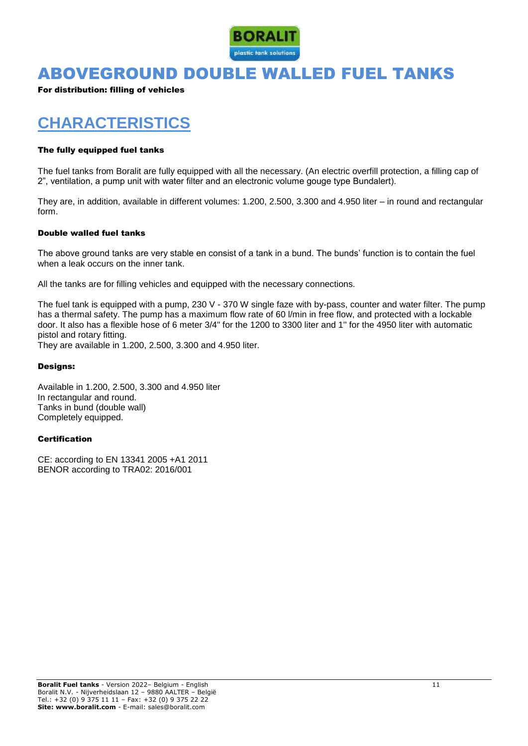# ABOVEGROUND DOUBLE WALLED FUEL TANKS

**For distribution: filling of vehicles**

## CHARACTERISTICS

**The fully equipped fuel tanks**

The fuel tanks from Boralit are fully equipped with all the necessary. (An electric overfill protection, a filling cap of 2", ventilation, a pump unit with water filter and an electronic volume gouge type Bundalert).

They are, in addition, available in different volumes: 1.200, 2.500, 3.300 and 4.950 liter – in round and rectangular form.

**Double walled fuel tanks**

The above ground tanks are very stable en consist of a tank in a bund. The bunds' function is to contain the fuel when a leak occurs on the inner tank.

All the tanks are for filling vehicles and equipped with the necessary connections.

The fuel tank is equipped with a pump, 230 V - 370 W single faze with by-pass, counter and water filter. The pump has a thermal safety. The pump has a maximum flow rate of 60 l/min in free flow, and protected with a lockable door. It also has a flexible hose of 6 meter 3/4" for the 1200 to 3300 liter and 1'' for the 4950 liter with automatic pistol and rotary fitting.
They are available in 1.200, 2.500, 3.300 and 4.950 liter.

**Designs:**

Available in 1.200, 2.500, 3.300 and 4.950 liter
In rectangular and round.
Tanks in bund (double wall)
Completely equipped.

**Certification**

CE: according to EN 13341 2005 +A1 2011
BENOR according to TRA02: 2016/001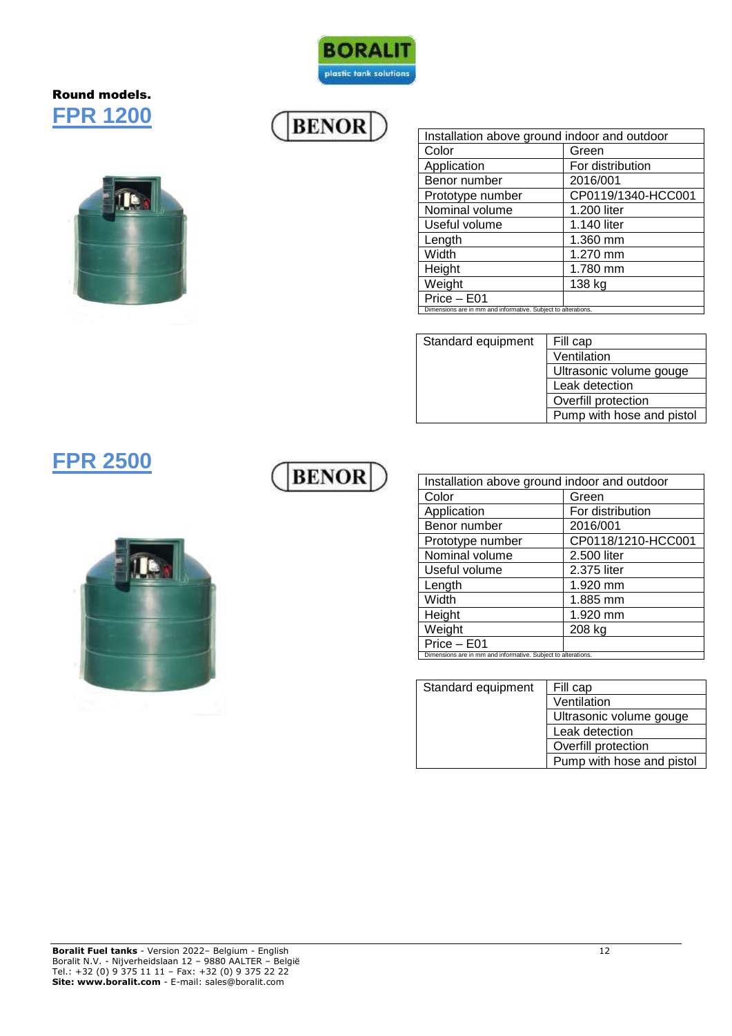Round models.

## FPR 1200

BENOR

| Installation above ground indoor and outdoor | |
|---|---|
| Color | Green |
| Application | For distribution |
| Benor number | 2016/001 |
| Prototype number | CP0119/1340-HCC001 |
| Nominal volume | 1.200 liter |
| Useful volume | 1.140 liter |
| Length | 1.360 mm |
| Width | 1.270 mm |
| Height | 1.780 mm |
| Weight | 138 kg |
| Price – E01 | |

Dimensions are in mm and informative. Subject to alterations.

| Standard equipment | Fill cap |
|---|---|
| | Ventilation |
| | Ultrasonic volume gouge |
| | Leak detection |
| | Overfill protection |
| | Pump with hose and pistol |

## FPR 2500

BENOR

| Installation above ground indoor and outdoor | |
|---|---|
| Color | Green |
| Application | For distribution |
| Benor number | 2016/001 |
| Prototype number | CP0118/1210-HCC001 |
| Nominal volume | 2.500 liter |
| Useful volume | 2.375 liter |
| Length | 1.920 mm |
| Width | 1.885 mm |
| Height | 1.920 mm |
| Weight | 208 kg |
| Price – E01 | |

Dimensions are in mm and informative. Subject to alterations.

| Standard equipment | Fill cap |
|---|---|
| | Ventilation |
| | Ultrasonic volume gouge |
| | Leak detection |
| | Overfill protection |
| | Pump with hose and pistol |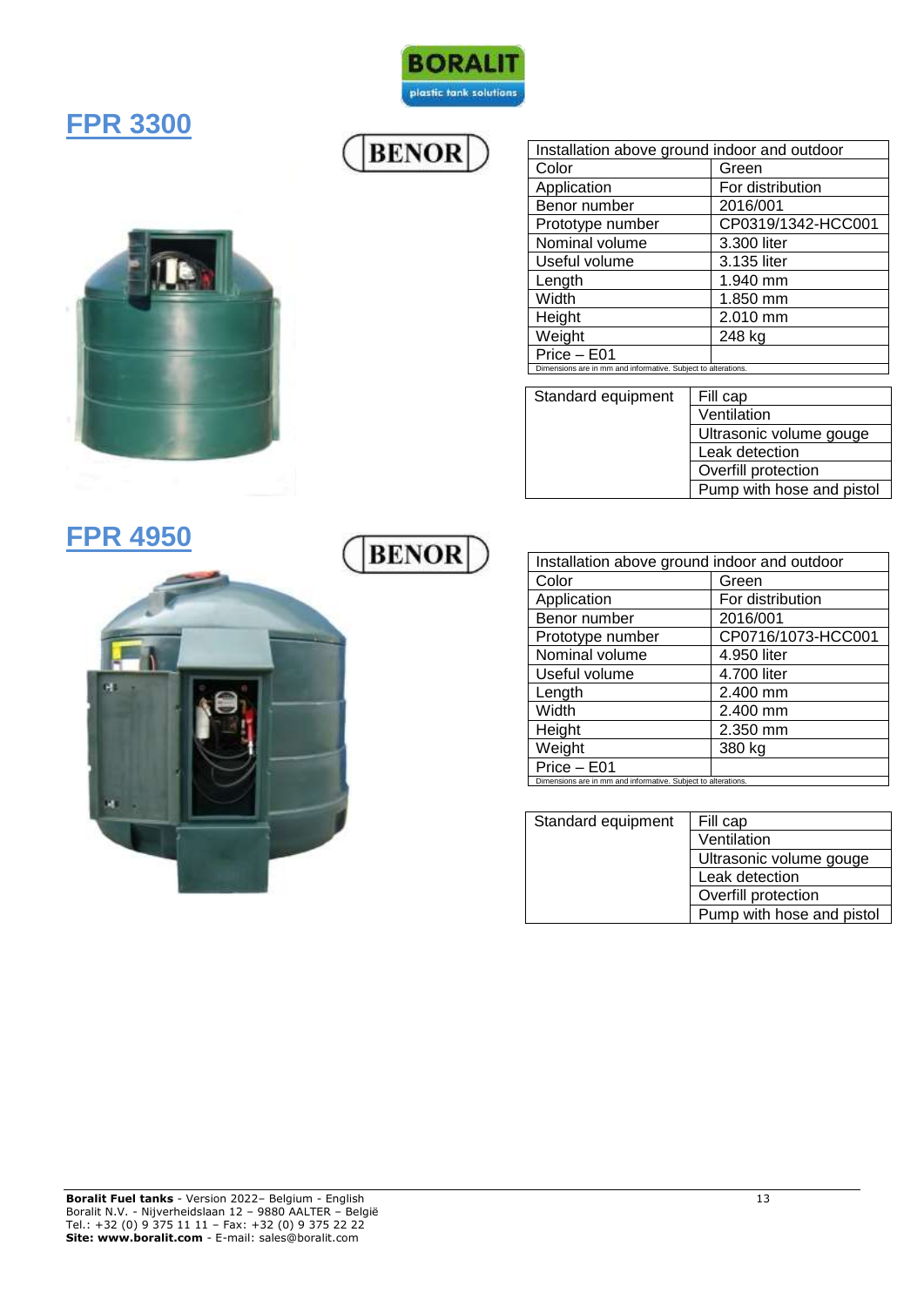## FPR 3300

| | |
|---|---|
| Installation above ground indoor and outdoor | |
| Color | Green |
| Application | For distribution |
| Benor number | 2016/001 |
| Prototype number | CP0319/1342-HCC001 |
| Nominal volume | 3.300 liter |
| Useful volume | 3.135 liter |
| Length | 1.940 mm |
| Width | 1.850 mm |
| Height | 2.010 mm |
| Weight | 248 kg |
| Price – E01 | |

Dimensions are in mm and informative. Subject to alterations.

| | |
|---|---|
| Standard equipment | Fill cap |
| | Ventilation |
| | Ultrasonic volume gouge |
| | Leak detection |
| | Overfill protection |
| | Pump with hose and pistol |

## FPR 4950

| | |
|---|---|
| Installation above ground indoor and outdoor | |
| Color | Green |
| Application | For distribution |
| Benor number | 2016/001 |
| Prototype number | CP0716/1073-HCC001 |
| Nominal volume | 4.950 liter |
| Useful volume | 4.700 liter |
| Length | 2.400 mm |
| Width | 2.400 mm |
| Height | 2.350 mm |
| Weight | 380 kg |
| Price – E01 | |

Dimensions are in mm and informative. Subject to alterations.

| | |
|---|---|
| Standard equipment | Fill cap |
| | Ventilation |
| | Ultrasonic volume gouge |
| | Leak detection |
| | Overfill protection |
| | Pump with hose and pistol |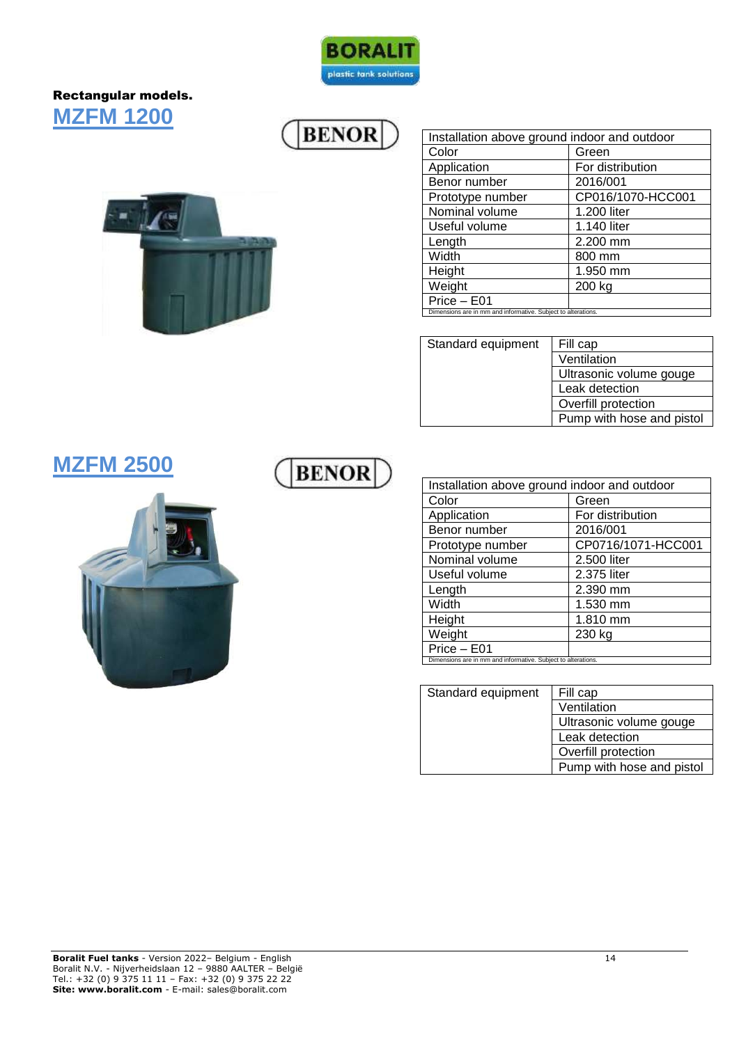Rectangular models.

## MZFM 1200

BENOR

| | |
|---|---|
| Installation above ground indoor and outdoor | |
| Color | Green |
| Application | For distribution |
| Benor number | 2016/001 |
| Prototype number | CP016/1070-HCC001 |
| Nominal volume | 1.200 liter |
| Useful volume | 1.140 liter |
| Length | 2.200 mm |
| Width | 800 mm |
| Height | 1.950 mm |
| Weight | 200 kg |
| Price – E01 | |

Dimensions are in mm and informative. Subject to alterations.

| | |
|---|---|
| Standard equipment | Fill cap |
| | Ventilation |
| | Ultrasonic volume gouge |
| | Leak detection |
| | Overfill protection |
| | Pump with hose and pistol |

## MZFM 2500

BENOR

| | |
|---|---|
| Installation above ground indoor and outdoor | |
| Color | Green |
| Application | For distribution |
| Benor number | 2016/001 |
| Prototype number | CP0716/1071-HCC001 |
| Nominal volume | 2.500 liter |
| Useful volume | 2.375 liter |
| Length | 2.390 mm |
| Width | 1.530 mm |
| Height | 1.810 mm |
| Weight | 230 kg |
| Price – E01 | |

Dimensions are in mm and informative. Subject to alterations.

| | |
|---|---|
| Standard equipment | Fill cap |
| | Ventilation |
| | Ultrasonic volume gouge |
| | Leak detection |
| | Overfill protection |
| | Pump with hose and pistol |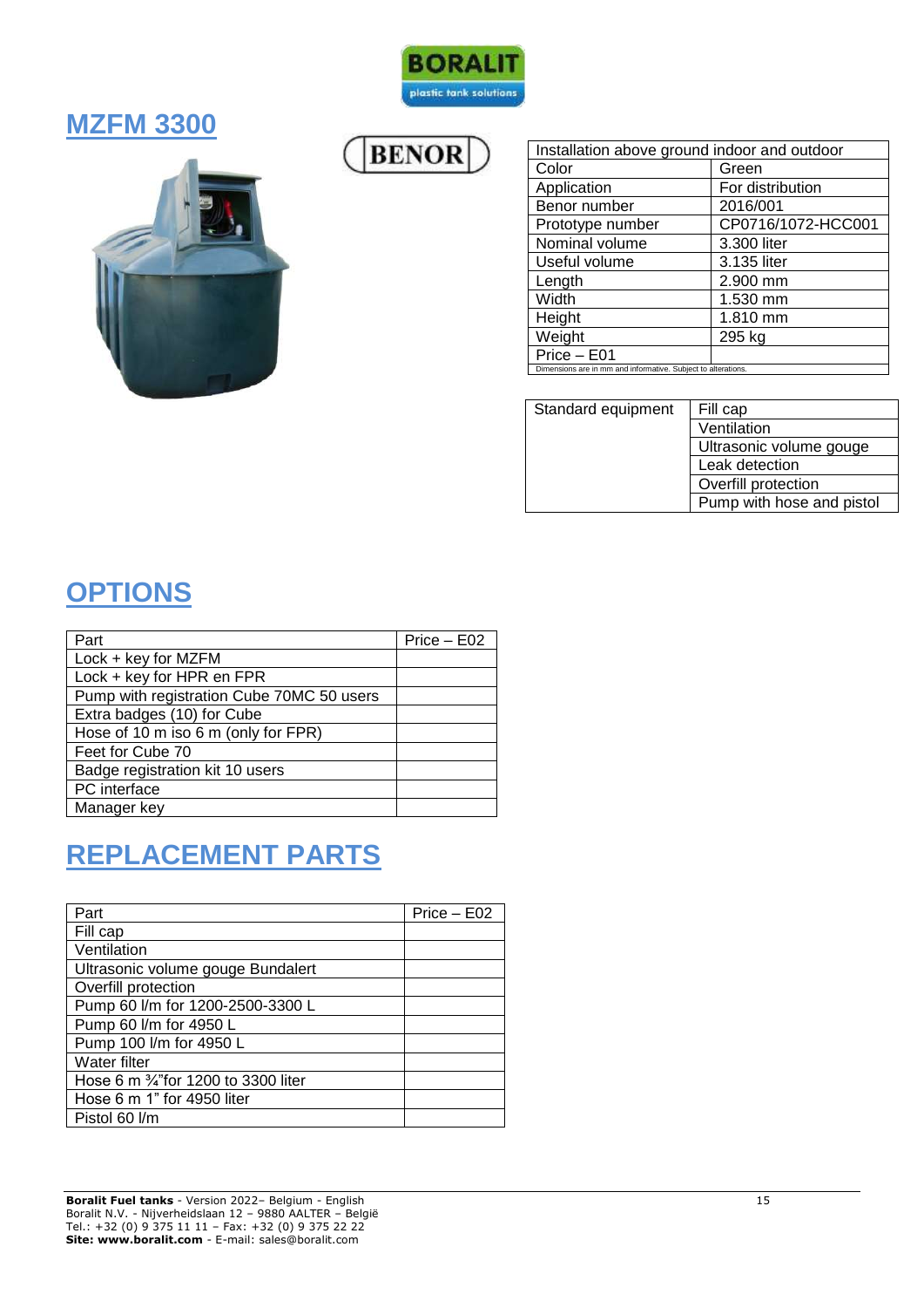# MZFM 3300

BENOR

| Installation above ground indoor and outdoor | |
|---|---|
| Color | Green |
| Application | For distribution |
| Benor number | 2016/001 |
| Prototype number | CP0716/1072-HCC001 |
| Nominal volume | 3.300 liter |
| Useful volume | 3.135 liter |
| Length | 2.900 mm |
| Width | 1.530 mm |
| Height | 1.810 mm |
| Weight | 295 kg |
| Price – E01 | |

Dimensions are in mm and informative. Subject to alterations.

| | |
|---|---|
| Standard equipment | Fill cap |
| | Ventilation |
| | Ultrasonic volume gouge |
| | Leak detection |
| | Overfill protection |
| | Pump with hose and pistol |

# OPTIONS

| Part | Price – E02 |
|---|---|
| Lock + key for MZFM | |
| Lock + key for HPR en FPR | |
| Pump with registration Cube 70MC 50 users | |
| Extra badges (10) for Cube | |
| Hose of 10 m iso 6 m (only for FPR) | |
| Feet for Cube 70 | |
| Badge registration kit 10 users | |
| PC interface | |
| Manager key | |

# REPLACEMENT PARTS

| Part | Price – E02 |
|---|---|
| Fill cap | |
| Ventilation | |
| Ultrasonic volume gouge Bundalert | |
| Overfill protection | |
| Pump 60 l/m for 1200-2500-3300 L | |
| Pump 60 l/m for 4950 L | |
| Pump 100 l/m for 4950 L | |
| Water filter | |
| Hose 6 m ¾"for 1200 to 3300 liter | |
| Hose 6 m 1" for 4950 liter | |
| Pistol 60 l/m | |

**Boralit Fuel tanks** - Version 2022– Belgium - English
Boralit N.V. - Nijverheidslaan 12 – 9880 AALTER – België
Tel.: +32 (0) 9 375 11 11 – Fax: +32 (0) 9 375 22 22
**Site: www.boralit.com** - E-mail: sales@boralit.com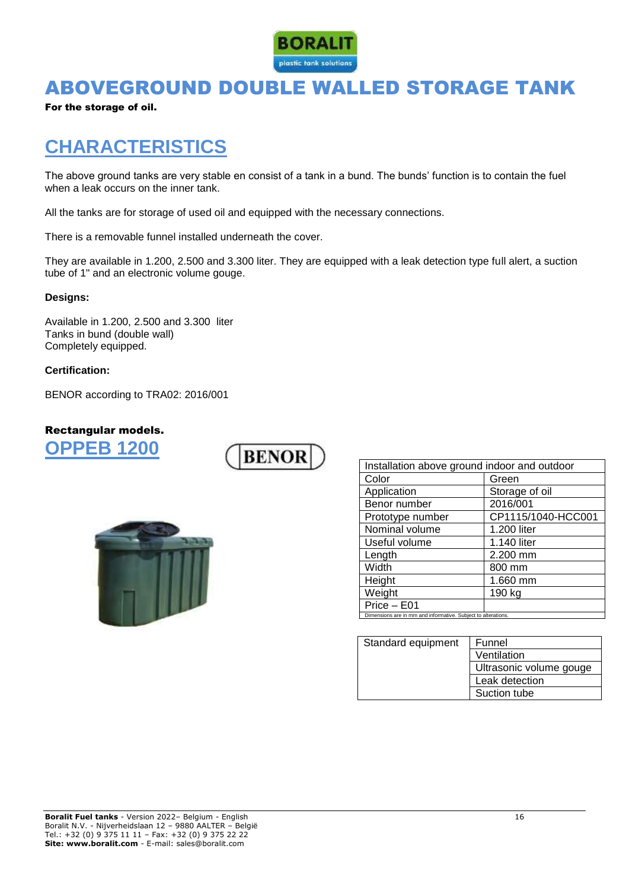# ABOVEGROUND DOUBLE WALLED STORAGE TANK

**For the storage of oil.**

## CHARACTERISTICS

The above ground tanks are very stable en consist of a tank in a bund. The bunds' function is to contain the fuel when a leak occurs on the inner tank.

All the tanks are for storage of used oil and equipped with the necessary connections.

There is a removable funnel installed underneath the cover.

They are available in 1.200, 2.500 and 3.300 liter. They are equipped with a leak detection type full alert, a suction tube of 1" and an electronic volume gouge.

**Designs:**

Available in 1.200, 2.500 and 3.300 liter
Tanks in bund (double wall)
Completely equipped.

**Certification:**

BENOR according to TRA02: 2016/001

**Rectangular models.**

## OPPEB 1200

| Installation above ground indoor and outdoor | |
|---|---|
| Color | Green |
| Application | Storage of oil |
| Benor number | 2016/001 |
| Prototype number | CP1115/1040-HCC001 |
| Nominal volume | 1.200 liter |
| Useful volume | 1.140 liter |
| Length | 2.200 mm |
| Width | 800 mm |
| Height | 1.660 mm |
| Weight | 190 kg |
| Price – E01 | |

Dimensions are in mm and informative. Subject to alterations.

| | |
|---|---|
| Standard equipment | Funnel |
| | Ventilation |
| | Ultrasonic volume gouge |
| | Leak detection |
| | Suction tube |

**Boralit Fuel tanks** - Version 2022– Belgium - English
Boralit N.V. - Nijverheidslaan 12 – 9880 AALTER – België
Tel.: +32 (0) 9 375 11 11 – Fax: +32 (0) 9 375 22 22
**Site: www.boralit.com** - E-mail: sales@boralit.com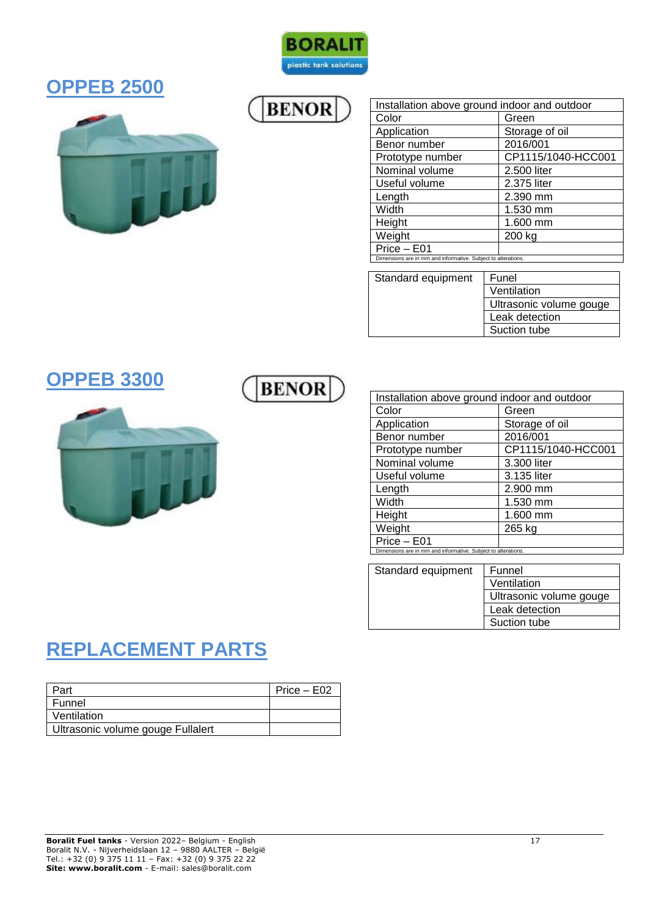## OPPEB 2500

BENOR

| | |
|---|---|
| Installation above ground indoor and outdoor | |
| Color | Green |
| Application | Storage of oil |
| Benor number | 2016/001 |
| Prototype number | CP1115/1040-HCC001 |
| Nominal volume | 2.500 liter |
| Useful volume | 2.375 liter |
| Length | 2.390 mm |
| Width | 1.530 mm |
| Height | 1.600 mm |
| Weight | 200 kg |
| Price – E01 | |

Dimensions are in mm and informative. Subject to alterations.

| | |
|---|---|
| Standard equipment | Funel |
| | Ventilation |
| | Ultrasonic volume gouge |
| | Leak detection |
| | Suction tube |

## OPPEB 3300

BENOR

| | |
|---|---|
| Installation above ground indoor and outdoor | |
| Color | Green |
| Application | Storage of oil |
| Benor number | 2016/001 |
| Prototype number | CP1115/1040-HCC001 |
| Nominal volume | 3.300 liter |
| Useful volume | 3.135 liter |
| Length | 2.900 mm |
| Width | 1.530 mm |
| Height | 1.600 mm |
| Weight | 265 kg |
| Price – E01 | |

Dimensions are in mm and informative. Subject to alterations.

| | |
|---|---|
| Standard equipment | Funnel |
| | Ventilation |
| | Ultrasonic volume gouge |
| | Leak detection |
| | Suction tube |

## REPLACEMENT PARTS

| Part | Price – E02 |
|---|---|
| Funnel | |
| Ventilation | |
| Ultrasonic volume gouge Fullalert | |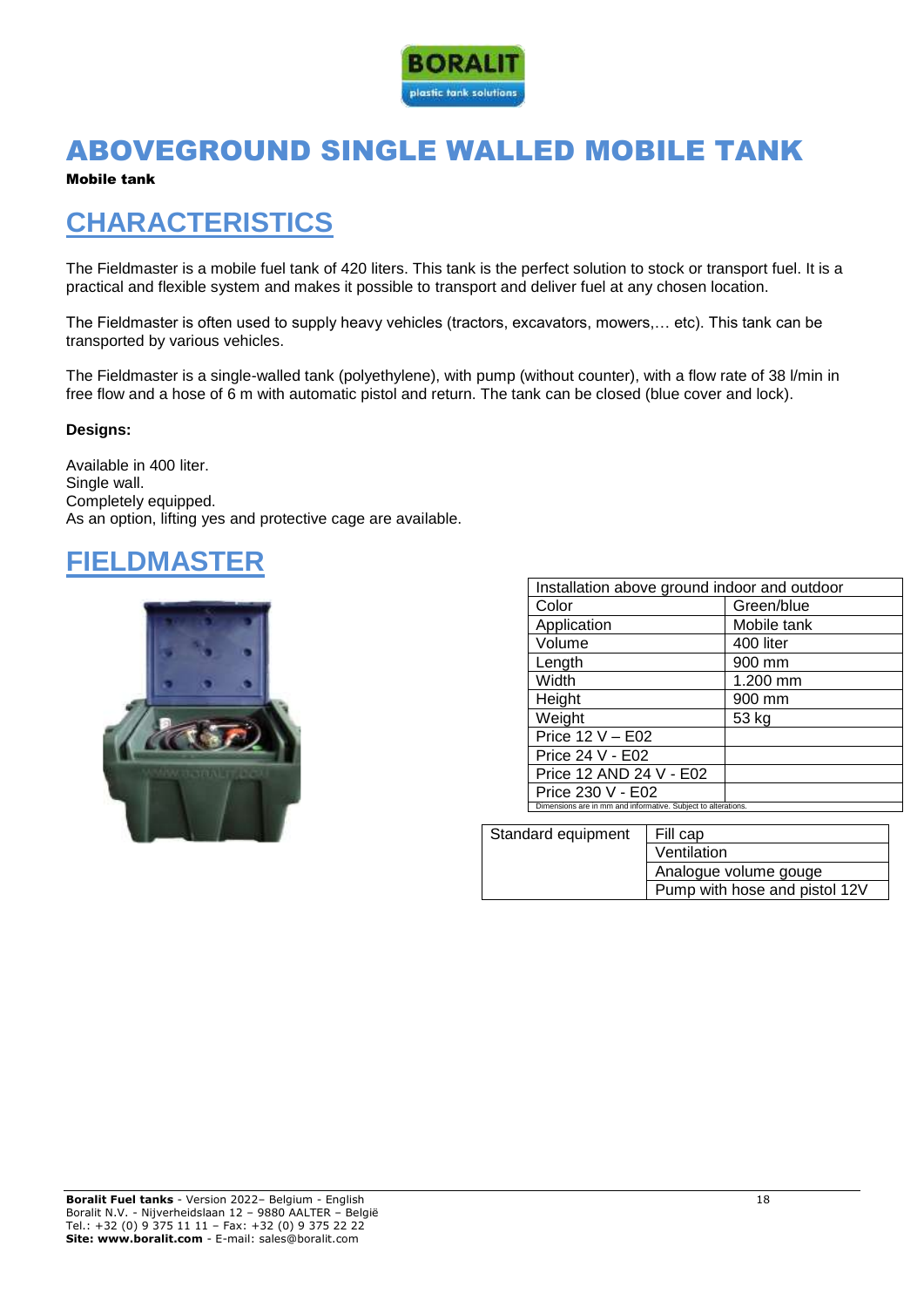# ABOVEGROUND SINGLE WALLED MOBILE TANK

**Mobile tank**

## CHARACTERISTICS

The Fieldmaster is a mobile fuel tank of 420 liters. This tank is the perfect solution to stock or transport fuel. It is a practical and flexible system and makes it possible to transport and deliver fuel at any chosen location.

The Fieldmaster is often used to supply heavy vehicles (tractors, excavators, mowers,… etc). This tank can be transported by various vehicles.

The Fieldmaster is a single-walled tank (polyethylene), with pump (without counter), with a flow rate of 38 l/min in free flow and a hose of 6 m with automatic pistol and return. The tank can be closed (blue cover and lock).

**Designs:**

Available in 400 liter.
Single wall.
Completely equipped.
As an option, lifting yes and protective cage are available.

## FIELDMASTER

| Installation above ground indoor and outdoor | |
|---|---|
| Color | Green/blue |
| Application | Mobile tank |
| Volume | 400 liter |
| Length | 900 mm |
| Width | 1.200 mm |
| Height | 900 mm |
| Weight | 53 kg |
| Price 12 V – E02 | |
| Price 24 V - E02 | |
| Price 12 AND 24 V - E02 | |
| Price 230 V - E02 | |
| Dimensions are in mm and informative. Subject to alterations. | |

| | |
|---|---|
| Standard equipment | Fill cap |
| | Ventilation |
| | Analogue volume gouge |
| | Pump with hose and pistol 12V |

**Boralit Fuel tanks** - Version 2022– Belgium - English
Boralit N.V. - Nijverheidslaan 12 – 9880 AALTER – België
Tel.: +32 (0) 9 375 11 11 – Fax: +32 (0) 9 375 22 22
**Site: www.boralit.com** - E-mail: sales@boralit.com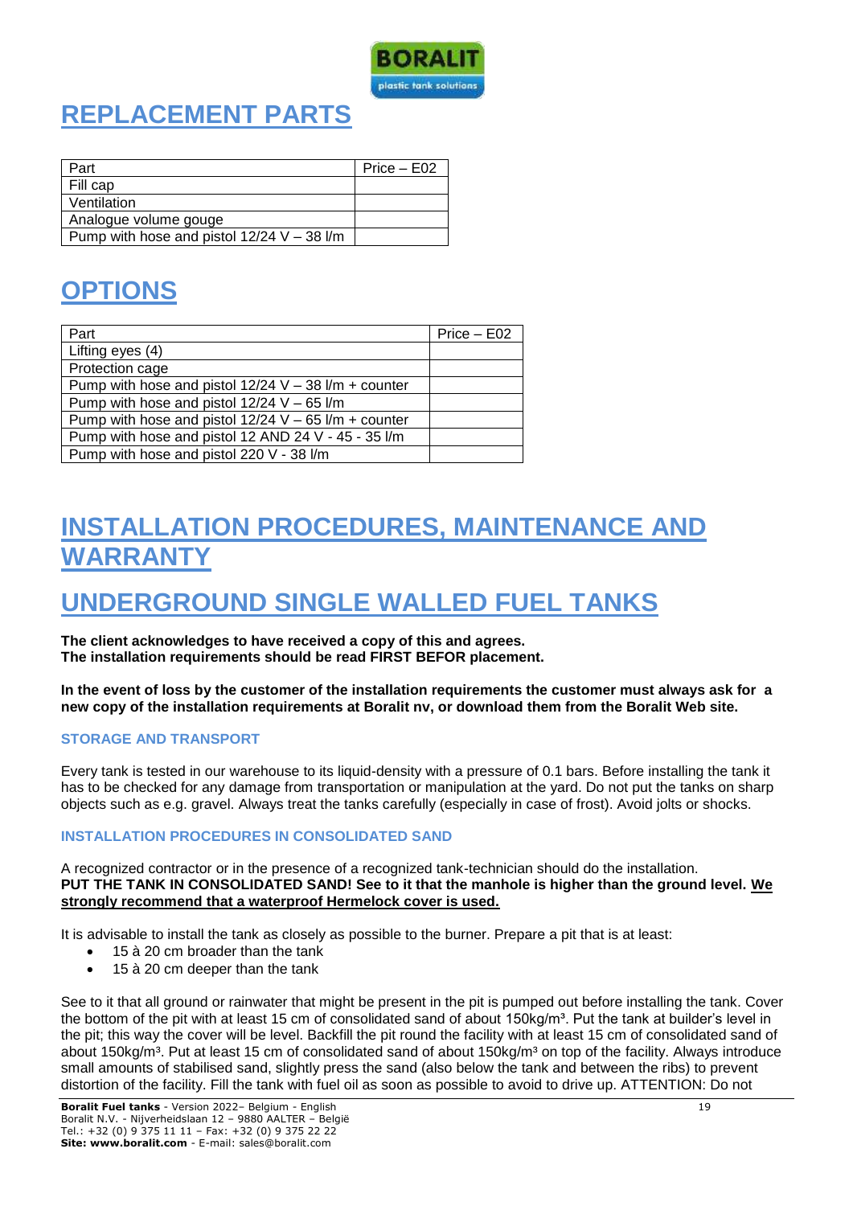# REPLACEMENT PARTS

| Part | Price – E02 |
|---|---|
| Fill cap | |
| Ventilation | |
| Analogue volume gouge | |
| Pump with hose and pistol 12/24 V – 38 l/m | |

# OPTIONS

| Part | Price – E02 |
|---|---|
| Lifting eyes (4) | |
| Protection cage | |
| Pump with hose and pistol 12/24 V – 38 l/m + counter | |
| Pump with hose and pistol 12/24 V – 65 l/m | |
| Pump with hose and pistol 12/24 V – 65 l/m + counter | |
| Pump with hose and pistol 12 AND 24 V - 45 - 35 l/m | |
| Pump with hose and pistol 220 V - 38 l/m | |

# INSTALLATION PROCEDURES, MAINTENANCE AND WARRANTY

# UNDERGROUND SINGLE WALLED FUEL TANKS

**The client acknowledges to have received a copy of this and agrees.**
**The installation requirements should be read FIRST BEFOR placement.**

**In the event of loss by the customer of the installation requirements the customer must always ask for a new copy of the installation requirements at Boralit nv, or download them from the Boralit Web site.**

### STORAGE AND TRANSPORT

Every tank is tested in our warehouse to its liquid-density with a pressure of 0.1 bars. Before installing the tank it has to be checked for any damage from transportation or manipulation at the yard. Do not put the tanks on sharp objects such as e.g. gravel. Always treat the tanks carefully (especially in case of frost). Avoid jolts or shocks.

### INSTALLATION PROCEDURES IN CONSOLIDATED SAND

A recognized contractor or in the presence of a recognized tank-technician should do the installation.
**PUT THE TANK IN CONSOLIDATED SAND! See to it that the manhole is higher than the ground level. We strongly recommend that a waterproof Hermelock cover is used.**

It is advisable to install the tank as closely as possible to the burner. Prepare a pit that is at least:

- 15 à 20 cm broader than the tank
- 15 à 20 cm deeper than the tank

See to it that all ground or rainwater that might be present in the pit is pumped out before installing the tank. Cover the bottom of the pit with at least 15 cm of consolidated sand of about 150kg/m³. Put the tank at builder's level in the pit; this way the cover will be level. Backfill the pit round the facility with at least 15 cm of consolidated sand of about 150kg/m³. Put at least 15 cm of consolidated sand of about 150kg/m³ on top of the facility. Always introduce small amounts of stabilised sand, slightly press the sand (also below the tank and between the ribs) to prevent distortion of the facility. Fill the tank with fuel oil as soon as possible to avoid to drive up. ATTENTION: Do not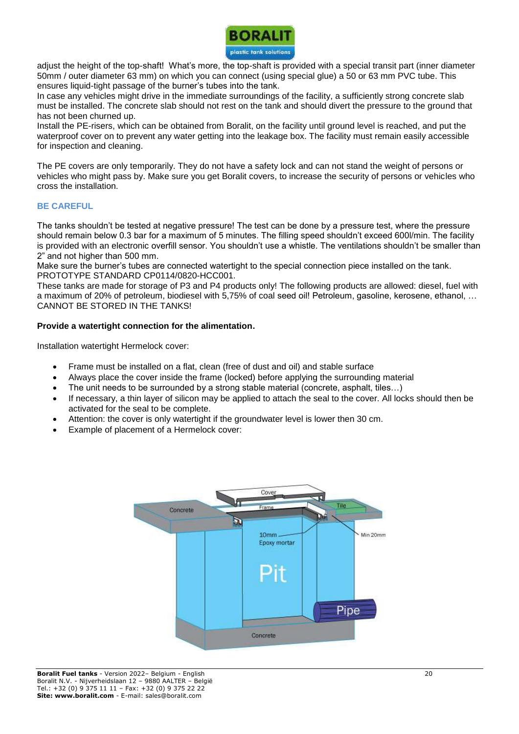adjust the height of the top-shaft! What's more, the top-shaft is provided with a special transit part (inner diameter 50mm / outer diameter 63 mm) on which you can connect (using special glue) a 50 or 63 mm PVC tube. This ensures liquid-tight passage of the burner's tubes into the tank.
In case any vehicles might drive in the immediate surroundings of the facility, a sufficiently strong concrete slab must be installed. The concrete slab should not rest on the tank and should divert the pressure to the ground that has not been churned up.
Install the PE-risers, which can be obtained from Boralit, on the facility until ground level is reached, and put the waterproof cover on to prevent any water getting into the leakage box. The facility must remain easily accessible for inspection and cleaning.

The PE covers are only temporarily. They do not have a safety lock and can not stand the weight of persons or vehicles who might pass by. Make sure you get Boralit covers, to increase the security of persons or vehicles who cross the installation.

### BE CAREFUL

The tanks shouldn't be tested at negative pressure! The test can be done by a pressure test, where the pressure should remain below 0.3 bar for a maximum of 5 minutes. The filling speed shouldn't exceed 600l/min. The facility is provided with an electronic overfill sensor. You shouldn't use a whistle. The ventilations shouldn't be smaller than 2" and not higher than 500 mm.
Make sure the burner's tubes are connected watertight to the special connection piece installed on the tank.
PROTOTYPE STANDARD CP0114/0820-HCC001.
These tanks are made for storage of P3 and P4 products only! The following products are allowed: diesel, fuel with a maximum of 20% of petroleum, biodiesel with 5,75% of coal seed oil! Petroleum, gasoline, kerosene, ethanol, … CANNOT BE STORED IN THE TANKS!

**Provide a watertight connection for the alimentation.**

Installation watertight Hermelock cover:

- Frame must be installed on a flat, clean (free of dust and oil) and stable surface
- Always place the cover inside the frame (locked) before applying the surrounding material
- The unit needs to be surrounded by a strong stable material (concrete, asphalt, tiles…)
- If necessary, a thin layer of silicon may be applied to attach the seal to the cover. All locks should then be activated for the seal to be complete.
- Attention: the cover is only watertight if the groundwater level is lower then 30 cm.
- Example of placement of a Hermelock cover:

Cover
Frame
Concrete
Tile
10mm Epoxy mortar
Min 20mm
Pit
Pipe
Concrete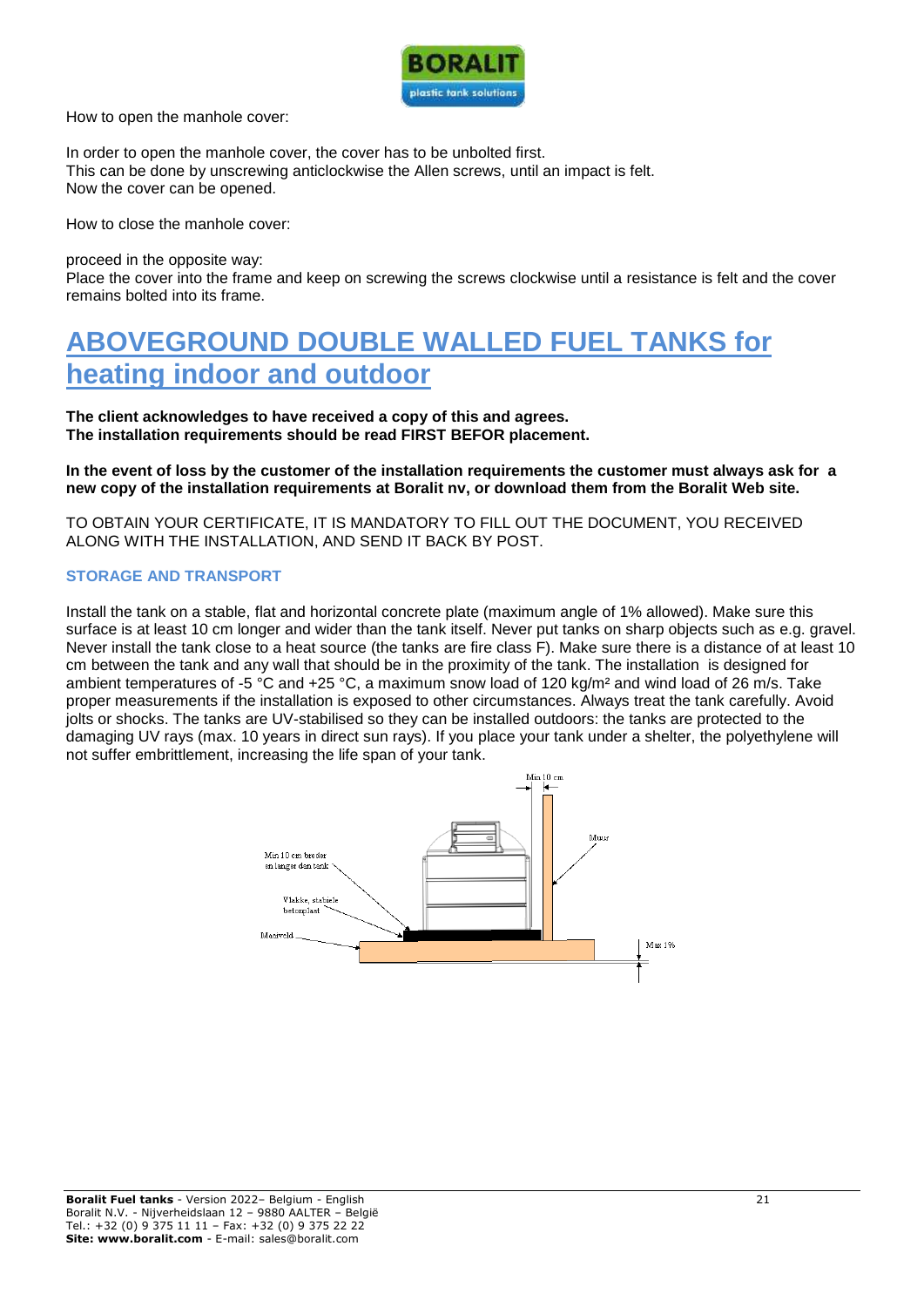How to open the manhole cover:

In order to open the manhole cover, the cover has to be unbolted first.
This can be done by unscrewing anticlockwise the Allen screws, until an impact is felt.
Now the cover can be opened.

How to close the manhole cover:

proceed in the opposite way:
Place the cover into the frame and keep on screwing the screws clockwise until a resistance is felt and the cover remains bolted into its frame.

# ABOVEGROUND DOUBLE WALLED FUEL TANKS for heating indoor and outdoor

**The client acknowledges to have received a copy of this and agrees.**
**The installation requirements should be read FIRST BEFOR placement.**

**In the event of loss by the customer of the installation requirements the customer must always ask for a new copy of the installation requirements at Boralit nv, or download them from the Boralit Web site.**

TO OBTAIN YOUR CERTIFICATE, IT IS MANDATORY TO FILL OUT THE DOCUMENT, YOU RECEIVED ALONG WITH THE INSTALLATION, AND SEND IT BACK BY POST.

### STORAGE AND TRANSPORT

Install the tank on a stable, flat and horizontal concrete plate (maximum angle of 1% allowed). Make sure this surface is at least 10 cm longer and wider than the tank itself. Never put tanks on sharp objects such as e.g. gravel. Never install the tank close to a heat source (the tanks are fire class F). Make sure there is a distance of at least 10 cm between the tank and any wall that should be in the proximity of the tank. The installation is designed for ambient temperatures of -5 °C and +25 °C, a maximum snow load of 120 kg/m² and wind load of 26 m/s. Take proper measurements if the installation is exposed to other circumstances. Always treat the tank carefully. Avoid jolts or shocks. The tanks are UV-stabilised so they can be installed outdoors: the tanks are protected to the damaging UV rays (max. 10 years in direct sun rays). If you place your tank under a shelter, the polyethylene will not suffer embrittlement, increasing the life span of your tank.

Min 10 cm
Muur
Min 10 cm breder en langer dan tank
Vlakke, stabiele betonplaat
Maaiveld
Max 1%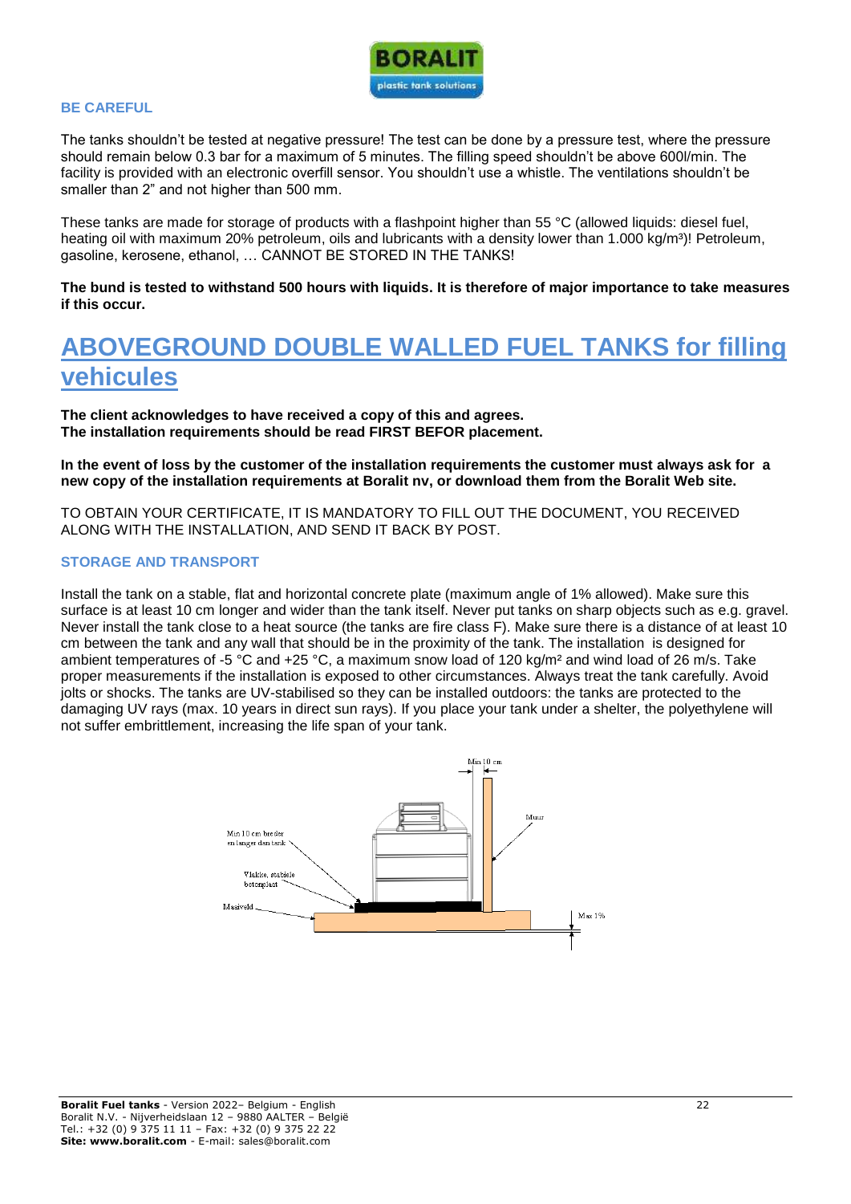### BE CAREFUL

The tanks shouldn't be tested at negative pressure! The test can be done by a pressure test, where the pressure should remain below 0.3 bar for a maximum of 5 minutes. The filling speed shouldn't be above 600l/min. The facility is provided with an electronic overfill sensor. You shouldn't use a whistle. The ventilations shouldn't be smaller than 2" and not higher than 500 mm.

These tanks are made for storage of products with a flashpoint higher than 55 °C (allowed liquids: diesel fuel, heating oil with maximum 20% petroleum, oils and lubricants with a density lower than 1.000 kg/m³)! Petroleum, gasoline, kerosene, ethanol, … CANNOT BE STORED IN THE TANKS!

**The bund is tested to withstand 500 hours with liquids. It is therefore of major importance to take measures if this occur.**

# ABOVEGROUND DOUBLE WALLED FUEL TANKS for filling vehicules

**The client acknowledges to have received a copy of this and agrees.**
**The installation requirements should be read FIRST BEFOR placement.**

**In the event of loss by the customer of the installation requirements the customer must always ask for a new copy of the installation requirements at Boralit nv, or download them from the Boralit Web site.**

TO OBTAIN YOUR CERTIFICATE, IT IS MANDATORY TO FILL OUT THE DOCUMENT, YOU RECEIVED ALONG WITH THE INSTALLATION, AND SEND IT BACK BY POST.

### STORAGE AND TRANSPORT

Install the tank on a stable, flat and horizontal concrete plate (maximum angle of 1% allowed). Make sure this surface is at least 10 cm longer and wider than the tank itself. Never put tanks on sharp objects such as e.g. gravel. Never install the tank close to a heat source (the tanks are fire class F). Make sure there is a distance of at least 10 cm between the tank and any wall that should be in the proximity of the tank. The installation is designed for ambient temperatures of -5 °C and +25 °C, a maximum snow load of 120 kg/m² and wind load of 26 m/s. Take proper measurements if the installation is exposed to other circumstances. Always treat the tank carefully. Avoid jolts or shocks. The tanks are UV-stabilised so they can be installed outdoors: the tanks are protected to the damaging UV rays (max. 10 years in direct sun rays). If you place your tank under a shelter, the polyethylene will not suffer embrittlement, increasing the life span of your tank.

Min 10 cm

Muur

Min 10 cm breder en langer dan tank

Vlakke, stabiele betonplaat

Massiveld

Max 1%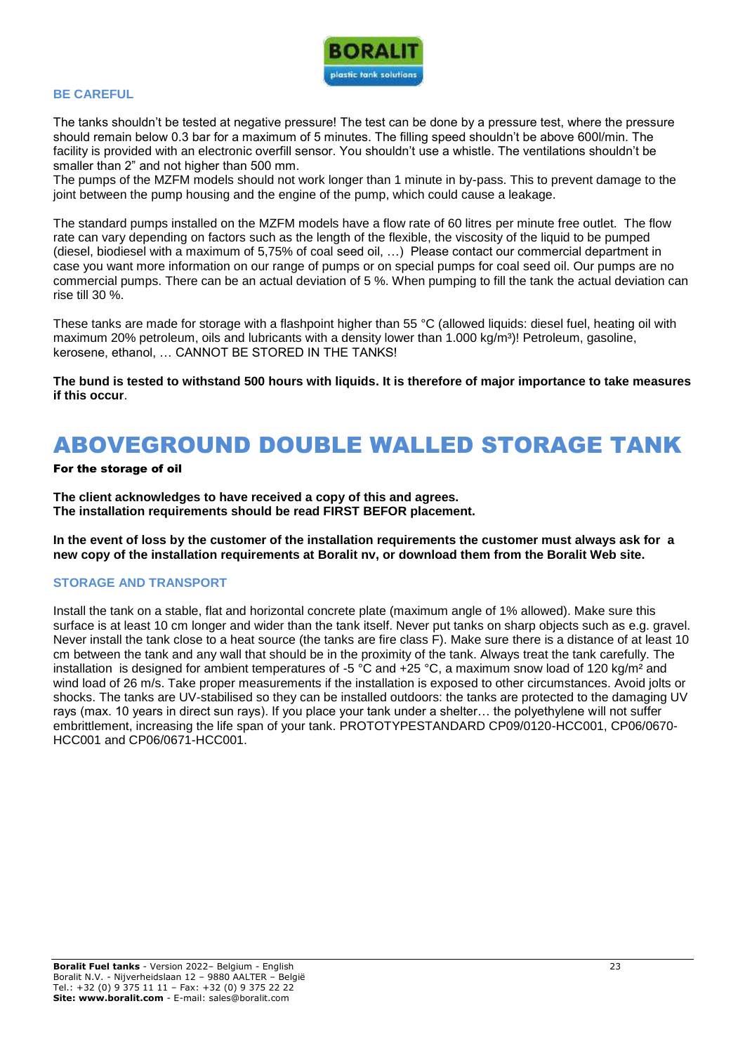### BE CAREFUL

The tanks shouldn't be tested at negative pressure! The test can be done by a pressure test, where the pressure should remain below 0.3 bar for a maximum of 5 minutes. The filling speed shouldn't be above 600l/min. The facility is provided with an electronic overfill sensor. You shouldn't use a whistle. The ventilations shouldn't be smaller than 2" and not higher than 500 mm.
The pumps of the MZFM models should not work longer than 1 minute in by-pass. This to prevent damage to the joint between the pump housing and the engine of the pump, which could cause a leakage.

The standard pumps installed on the MZFM models have a flow rate of 60 litres per minute free outlet. The flow rate can vary depending on factors such as the length of the flexible, the viscosity of the liquid to be pumped (diesel, biodiesel with a maximum of 5,75% of coal seed oil, …) Please contact our commercial department in case you want more information on our range of pumps or on special pumps for coal seed oil. Our pumps are no commercial pumps. There can be an actual deviation of 5 %. When pumping to fill the tank the actual deviation can rise till 30 %.

These tanks are made for storage with a flashpoint higher than 55 °C (allowed liquids: diesel fuel, heating oil with maximum 20% petroleum, oils and lubricants with a density lower than 1.000 kg/m³)! Petroleum, gasoline, kerosene, ethanol, … CANNOT BE STORED IN THE TANKS!

**The bund is tested to withstand 500 hours with liquids. It is therefore of major importance to take measures if this occur**.

# ABOVEGROUND DOUBLE WALLED STORAGE TANK

**For the storage of oil**

**The client acknowledges to have received a copy of this and agrees.**
**The installation requirements should be read FIRST BEFOR placement.**

**In the event of loss by the customer of the installation requirements the customer must always ask for a new copy of the installation requirements at Boralit nv, or download them from the Boralit Web site.**

### STORAGE AND TRANSPORT

Install the tank on a stable, flat and horizontal concrete plate (maximum angle of 1% allowed). Make sure this surface is at least 10 cm longer and wider than the tank itself. Never put tanks on sharp objects such as e.g. gravel. Never install the tank close to a heat source (the tanks are fire class F). Make sure there is a distance of at least 10 cm between the tank and any wall that should be in the proximity of the tank. Always treat the tank carefully. The installation is designed for ambient temperatures of -5 °C and +25 °C, a maximum snow load of 120 kg/m² and wind load of 26 m/s. Take proper measurements if the installation is exposed to other circumstances. Avoid jolts or shocks. The tanks are UV-stabilised so they can be installed outdoors: the tanks are protected to the damaging UV rays (max. 10 years in direct sun rays). If you place your tank under a shelter… the polyethylene will not suffer embrittlement, increasing the life span of your tank. PROTOTYPESTANDARD CP09/0120-HCC001, CP06/0670-HCC001 and CP06/0671-HCC001.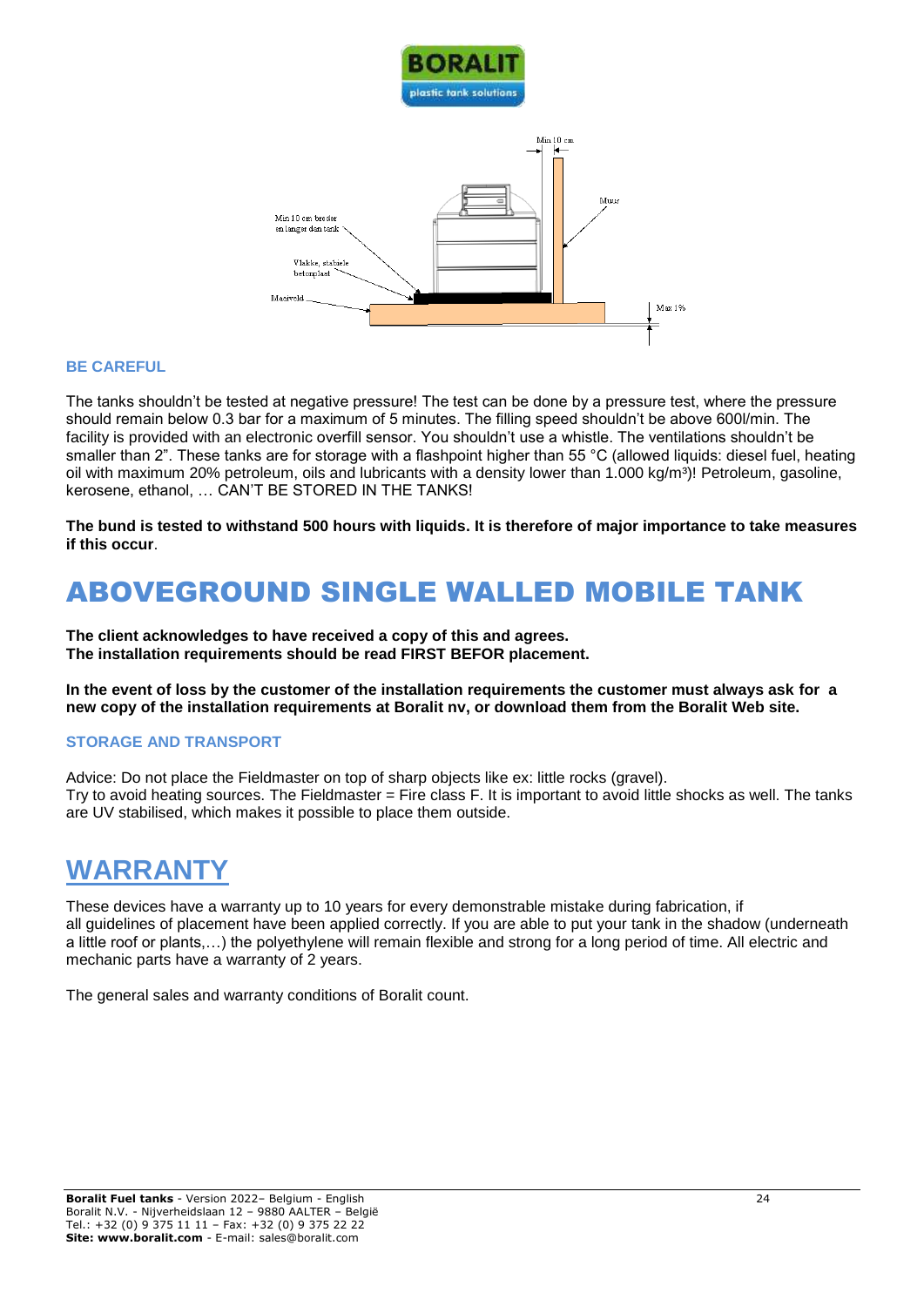Min 10 cm

Muur

Min 10 cm breder en langer dan tank

Vlakke, stabiele betonplaat

Maaiveld

Max 1%

### BE CAREFUL

The tanks shouldn't be tested at negative pressure! The test can be done by a pressure test, where the pressure should remain below 0.3 bar for a maximum of 5 minutes. The filling speed shouldn't be above 600l/min. The facility is provided with an electronic overfill sensor. You shouldn't use a whistle. The ventilations shouldn't be smaller than 2". These tanks are for storage with a flashpoint higher than 55 °C (allowed liquids: diesel fuel, heating oil with maximum 20% petroleum, oils and lubricants with a density lower than 1.000 kg/m³)! Petroleum, gasoline, kerosene, ethanol, … CAN'T BE STORED IN THE TANKS!

**The bund is tested to withstand 500 hours with liquids. It is therefore of major importance to take measures if this occur**.

# ABOVEGROUND SINGLE WALLED MOBILE TANK

**The client acknowledges to have received a copy of this and agrees.**
**The installation requirements should be read FIRST BEFOR placement.**

**In the event of loss by the customer of the installation requirements the customer must always ask for a new copy of the installation requirements at Boralit nv, or download them from the Boralit Web site.**

### STORAGE AND TRANSPORT

Advice: Do not place the Fieldmaster on top of sharp objects like ex: little rocks (gravel).
Try to avoid heating sources. The Fieldmaster = Fire class F. It is important to avoid little shocks as well. The tanks are UV stabilised, which makes it possible to place them outside.

# WARRANTY

These devices have a warranty up to 10 years for every demonstrable mistake during fabrication, if all guidelines of placement have been applied correctly. If you are able to put your tank in the shadow (underneath a little roof or plants,…) the polyethylene will remain flexible and strong for a long period of time. All electric and mechanic parts have a warranty of 2 years.

The general sales and warranty conditions of Boralit count.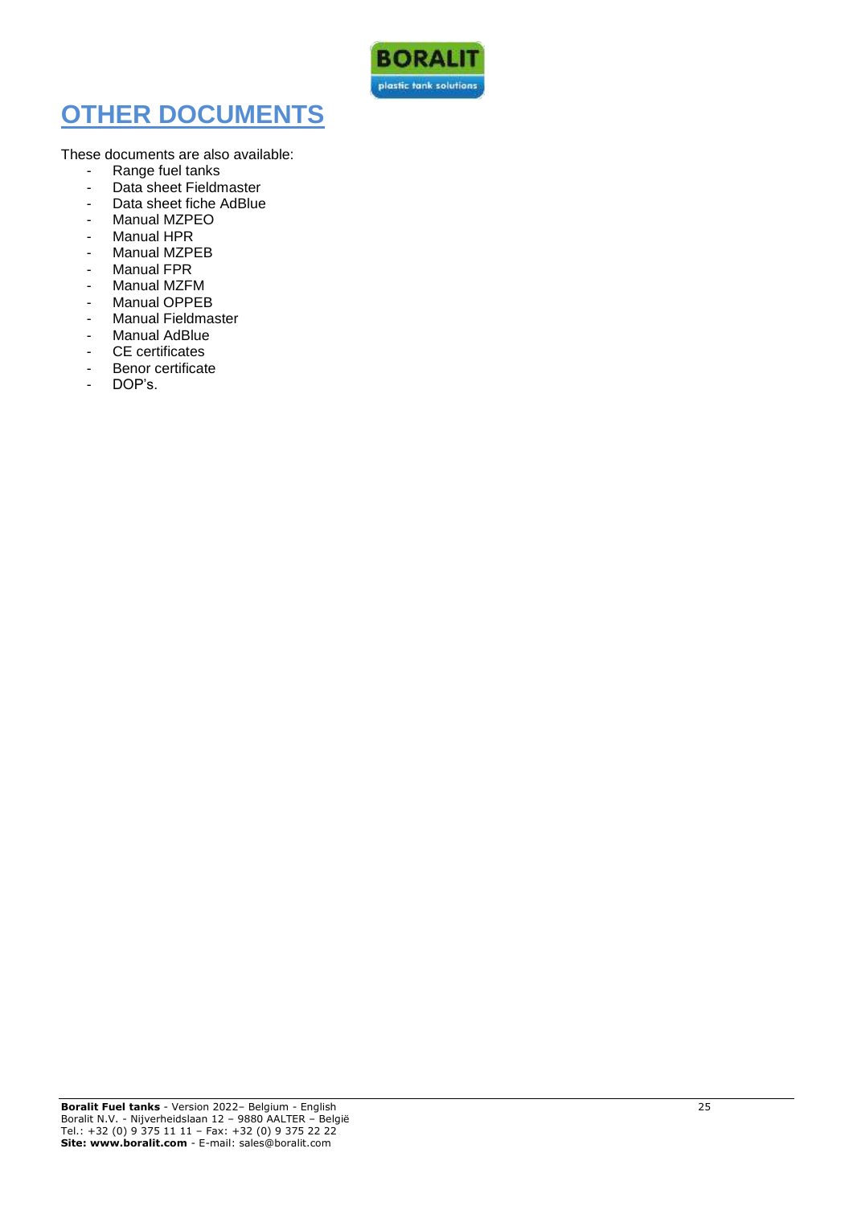# OTHER DOCUMENTS

These documents are also available:

- Range fuel tanks
- Data sheet Fieldmaster
- Data sheet fiche AdBlue
- Manual MZPEO
- Manual HPR
- Manual MZPEB
- Manual FPR
- Manual MZFM
- Manual OPPEB
- Manual Fieldmaster
- Manual AdBlue
- CE certificates
- Benor certificate
- DOP's.